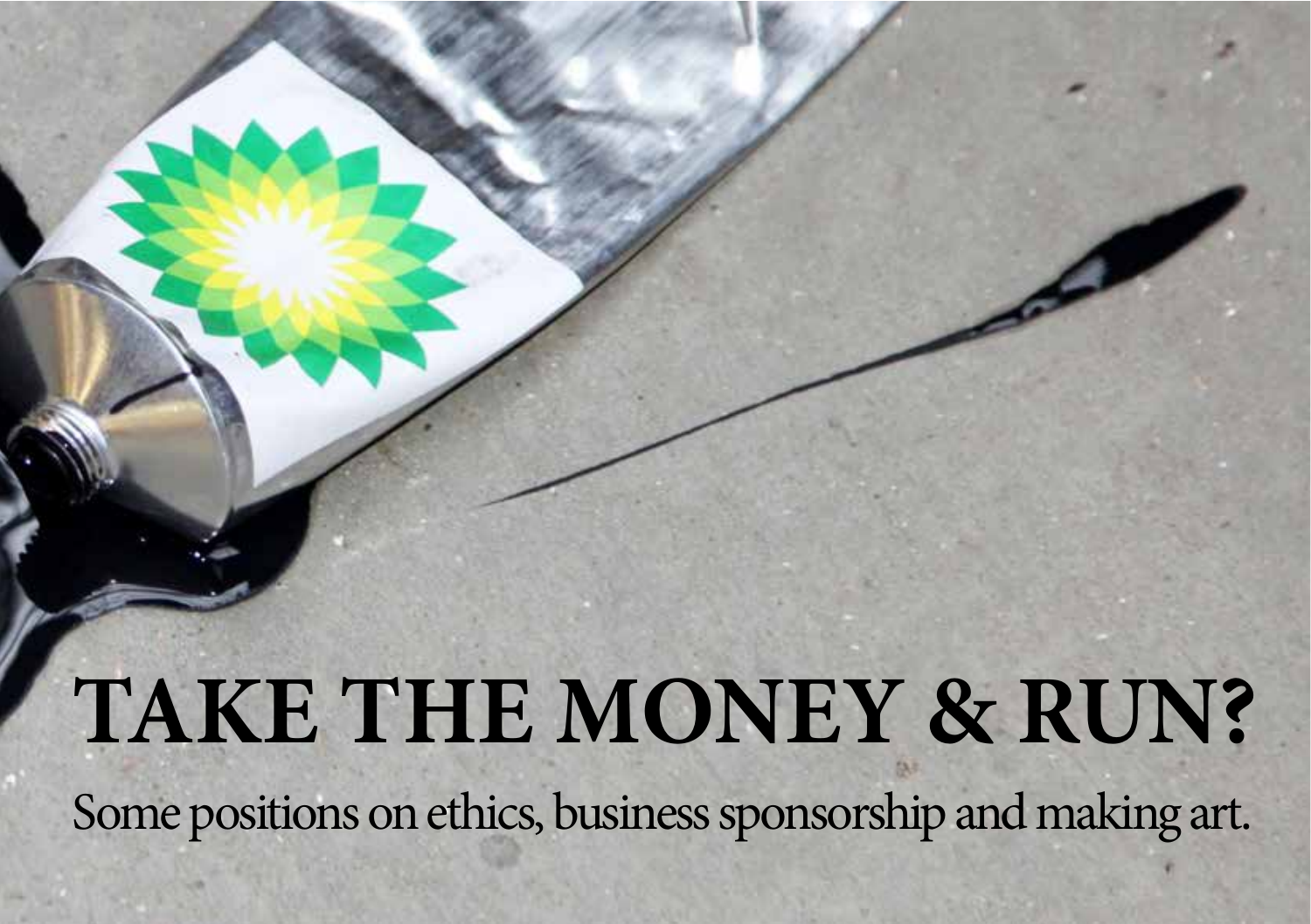# TAKE THE MONEY & RUN?

Some positions on ethics, business sponsorship and making art.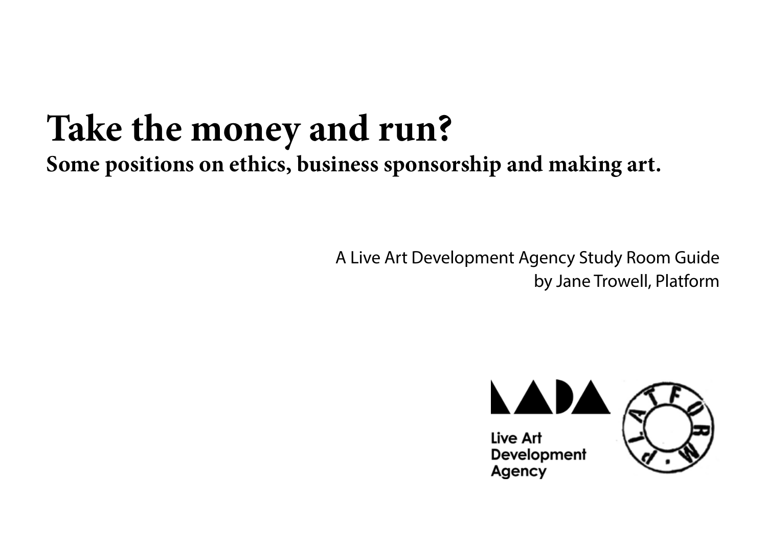# Take the money and run?

## Some positions on ethics, business sponsorship and making art.

A Live Art Development Agency Study Room Guide
by Jane Trowell, Platform

Live Art Development Agency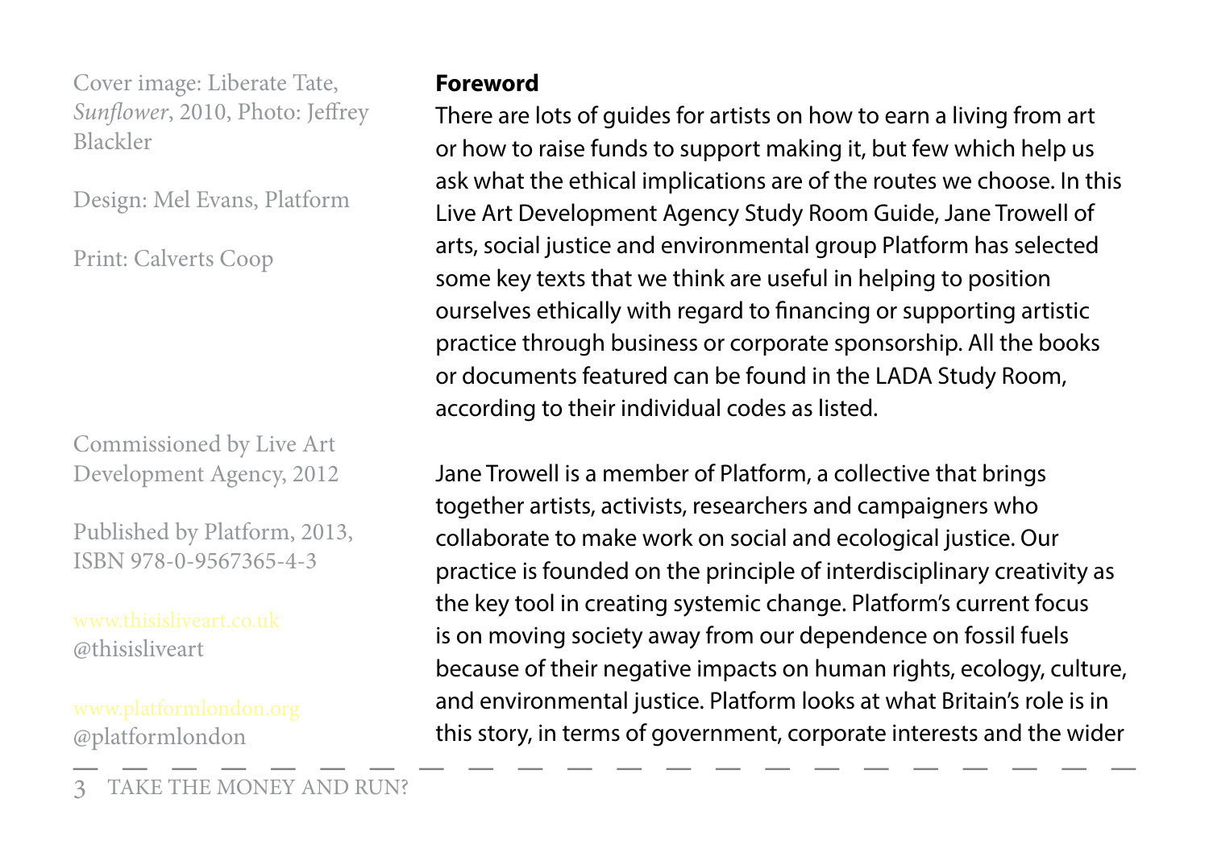Cover image: Liberate Tate, *Sunflower*, 2010, Photo: Jeffrey Blackler

Design: Mel Evans, Platform

Print: Calverts Coop

Commissioned by Live Art Development Agency, 2012

Published by Platform, 2013, ISBN 978-0-9567365-4-3

www.thisisliveart.co.uk
@thisisliveart

www.platformlondon.org
@platformlondon

**Foreword**

There are lots of guides for artists on how to earn a living from art or how to raise funds to support making it, but few which help us ask what the ethical implications are of the routes we choose. In this Live Art Development Agency Study Room Guide, Jane Trowell of arts, social justice and environmental group Platform has selected some key texts that we think are useful in helping to position ourselves ethically with regard to financing or supporting artistic practice through business or corporate sponsorship. All the books or documents featured can be found in the LADA Study Room, according to their individual codes as listed.

Jane Trowell is a member of Platform, a collective that brings together artists, activists, researchers and campaigners who collaborate to make work on social and ecological justice. Our practice is founded on the principle of interdisciplinary creativity as the key tool in creating systemic change. Platform's current focus is on moving society away from our dependence on fossil fuels because of their negative impacts on human rights, ecology, culture, and environmental justice. Platform looks at what Britain's role is in this story, in terms of government, corporate interests and the wider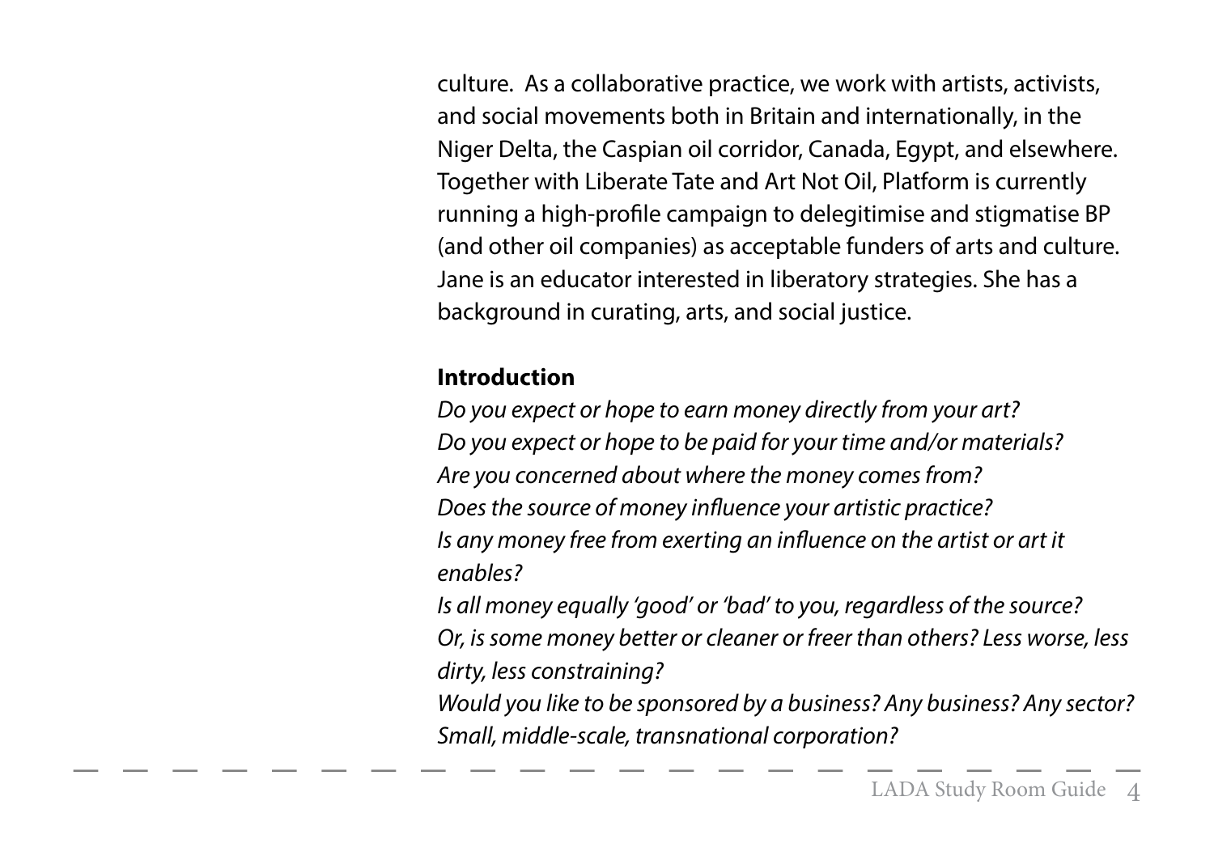culture. As a collaborative practice, we work with artists, activists, and social movements both in Britain and internationally, in the Niger Delta, the Caspian oil corridor, Canada, Egypt, and elsewhere. Together with Liberate Tate and Art Not Oil, Platform is currently running a high-profile campaign to delegitimise and stigmatise BP (and other oil companies) as acceptable funders of arts and culture. Jane is an educator interested in liberatory strategies. She has a background in curating, arts, and social justice.

## Introduction

*Do you expect or hope to earn money directly from your art?*
*Do you expect or hope to be paid for your time and/or materials?*
*Are you concerned about where the money comes from?*
*Does the source of money influence your artistic practice?*
*Is any money free from exerting an influence on the artist or art it enables?*
*Is all money equally 'good' or 'bad' to you, regardless of the source?*
*Or, is some money better or cleaner or freer than others? Less worse, less dirty, less constraining?*
*Would you like to be sponsored by a business? Any business? Any sector? Small, middle-scale, transnational corporation?*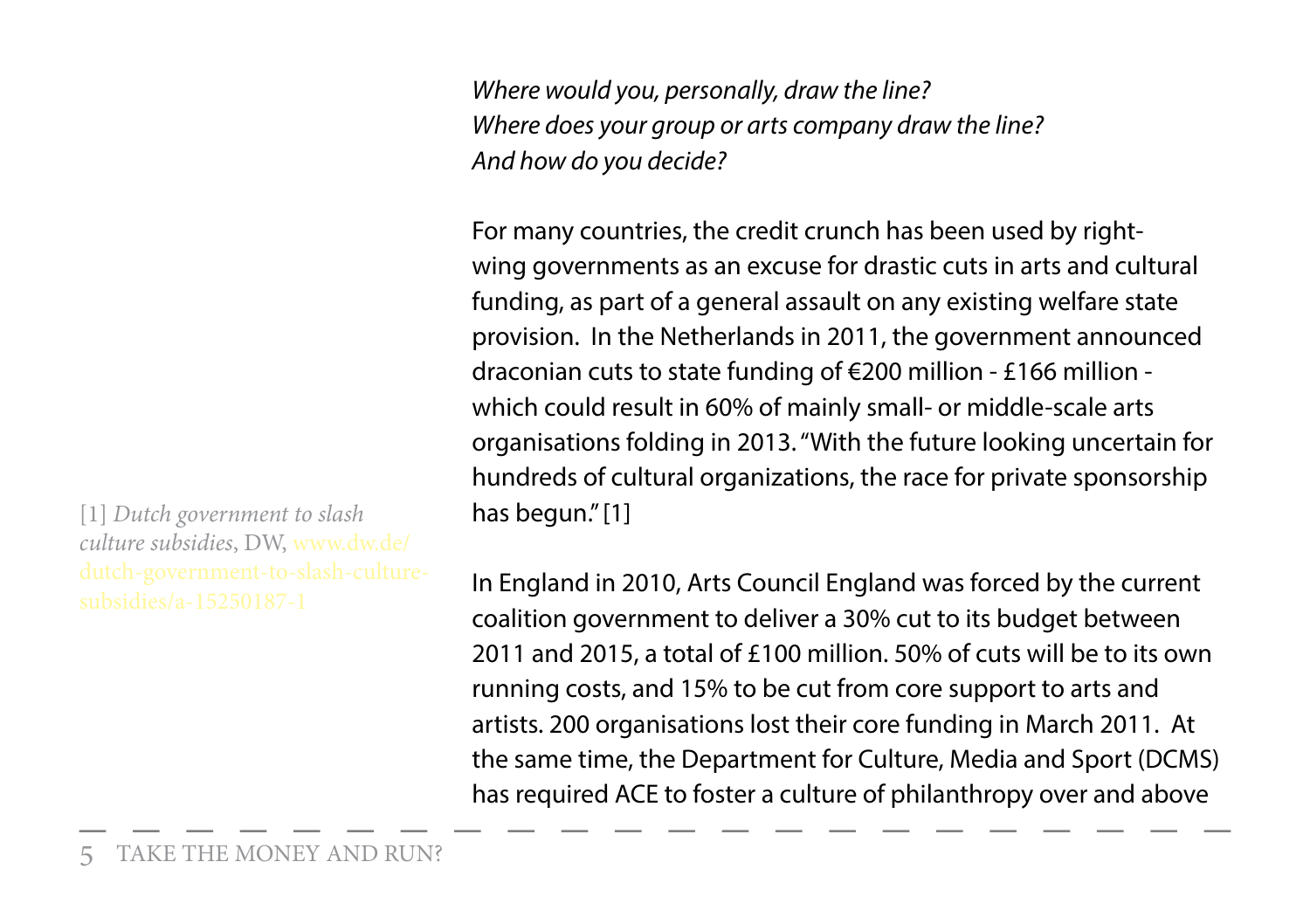*Where would you, personally, draw the line?*
*Where does your group or arts company draw the line?*
*And how do you decide?*

For many countries, the credit crunch has been used by right-wing governments as an excuse for drastic cuts in arts and cultural funding, as part of a general assault on any existing welfare state provision. In the Netherlands in 2011, the government announced draconian cuts to state funding of €200 million - £166 million - which could result in 60% of mainly small- or middle-scale arts organisations folding in 2013. "With the future looking uncertain for hundreds of cultural organizations, the race for private sponsorship has begun." [1]

[1] *Dutch government to slash culture subsidies*, DW, www.dw.de/dutch-government-to-slash-culture-subsidies/a-15250187-1

In England in 2010, Arts Council England was forced by the current coalition government to deliver a 30% cut to its budget between 2011 and 2015, a total of £100 million. 50% of cuts will be to its own running costs, and 15% to be cut from core support to arts and artists. 200 organisations lost their core funding in March 2011. At the same time, the Department for Culture, Media and Sport (DCMS) has required ACE to foster a culture of philanthropy over and above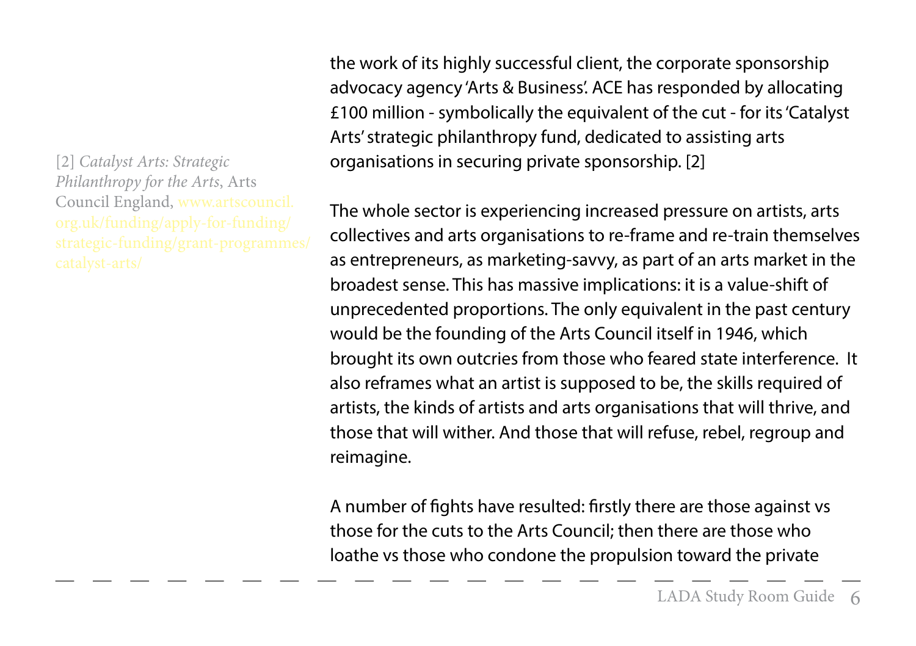the work of its highly successful client, the corporate sponsorship advocacy agency 'Arts & Business'. ACE has responded by allocating £100 million - symbolically the equivalent of the cut - for its 'Catalyst Arts' strategic philanthropy fund, dedicated to assisting arts organisations in securing private sponsorship. [2]

The whole sector is experiencing increased pressure on artists, arts collectives and arts organisations to re-frame and re-train themselves as entrepreneurs, as marketing-savvy, as part of an arts market in the broadest sense. This has massive implications: it is a value-shift of unprecedented proportions. The only equivalent in the past century would be the founding of the Arts Council itself in 1946, which brought its own outcries from those who feared state interference. It also reframes what an artist is supposed to be, the skills required of artists, the kinds of artists and arts organisations that will thrive, and those that will wither. And those that will refuse, rebel, regroup and reimagine.

A number of fights have resulted: firstly there are those against vs those for the cuts to the Arts Council; then there are those who loathe vs those who condone the propulsion toward the private

[2] *Catalyst Arts: Strategic Philanthropy for the Arts*, Arts Council England, www.artscouncil.org.uk/funding/apply-for-funding/strategic-funding/grant-programmes/catalyst-arts/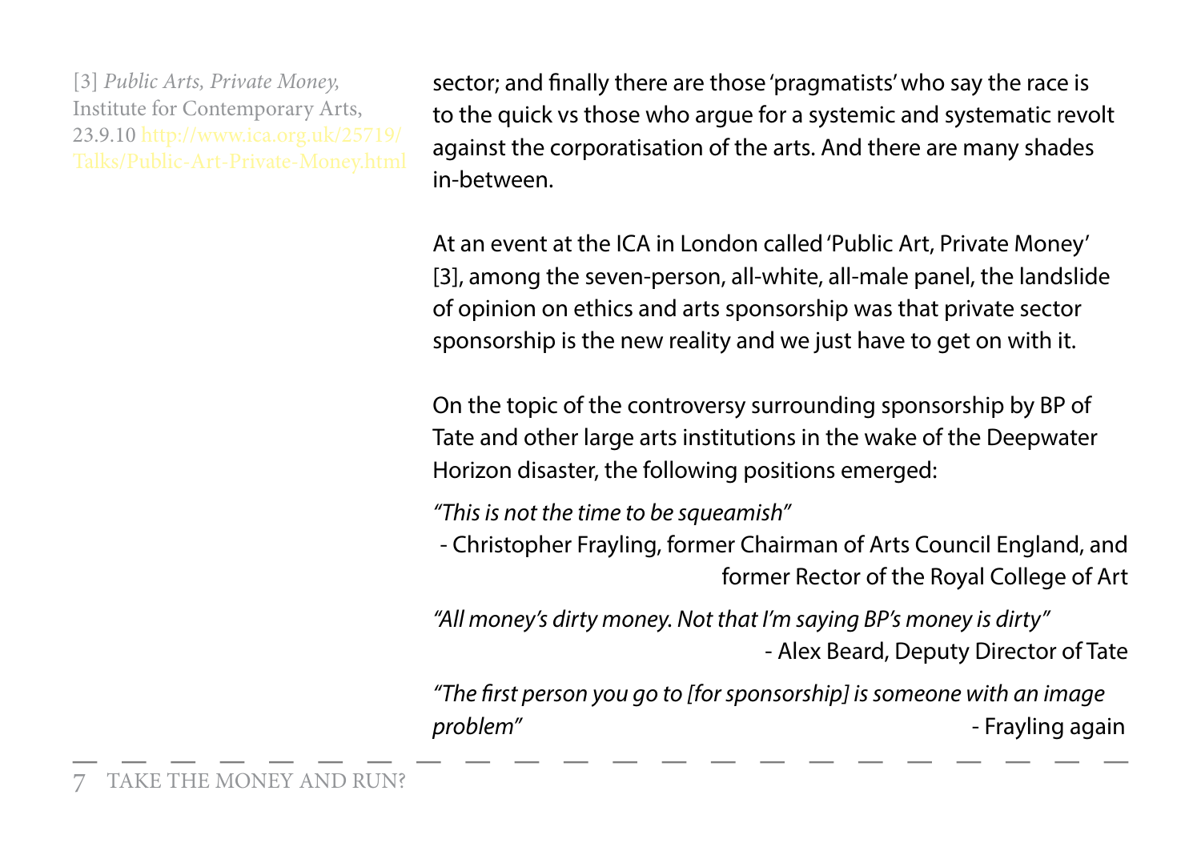sector; and finally there are those 'pragmatists' who say the race is to the quick vs those who argue for a systemic and systematic revolt against the corporatisation of the arts. And there are many shades in-between.

At an event at the ICA in London called 'Public Art, Private Money' [3], among the seven-person, all-white, all-male panel, the landslide of opinion on ethics and arts sponsorship was that private sector sponsorship is the new reality and we just have to get on with it.

On the topic of the controversy surrounding sponsorship by BP of Tate and other large arts institutions in the wake of the Deepwater Horizon disaster, the following positions emerged:

*"This is not the time to be squeamish"*
- Christopher Frayling, former Chairman of Arts Council England, and former Rector of the Royal College of Art

*"All money's dirty money. Not that I'm saying BP's money is dirty"*
- Alex Beard, Deputy Director of Tate

*"The first person you go to [for sponsorship] is someone with an image problem"*
- Frayling again

[3] *Public Arts, Private Money,* Institute for Contemporary Arts, 23.9.10 http://www.ica.org.uk/25719/Talks/Public-Art-Private-Money.html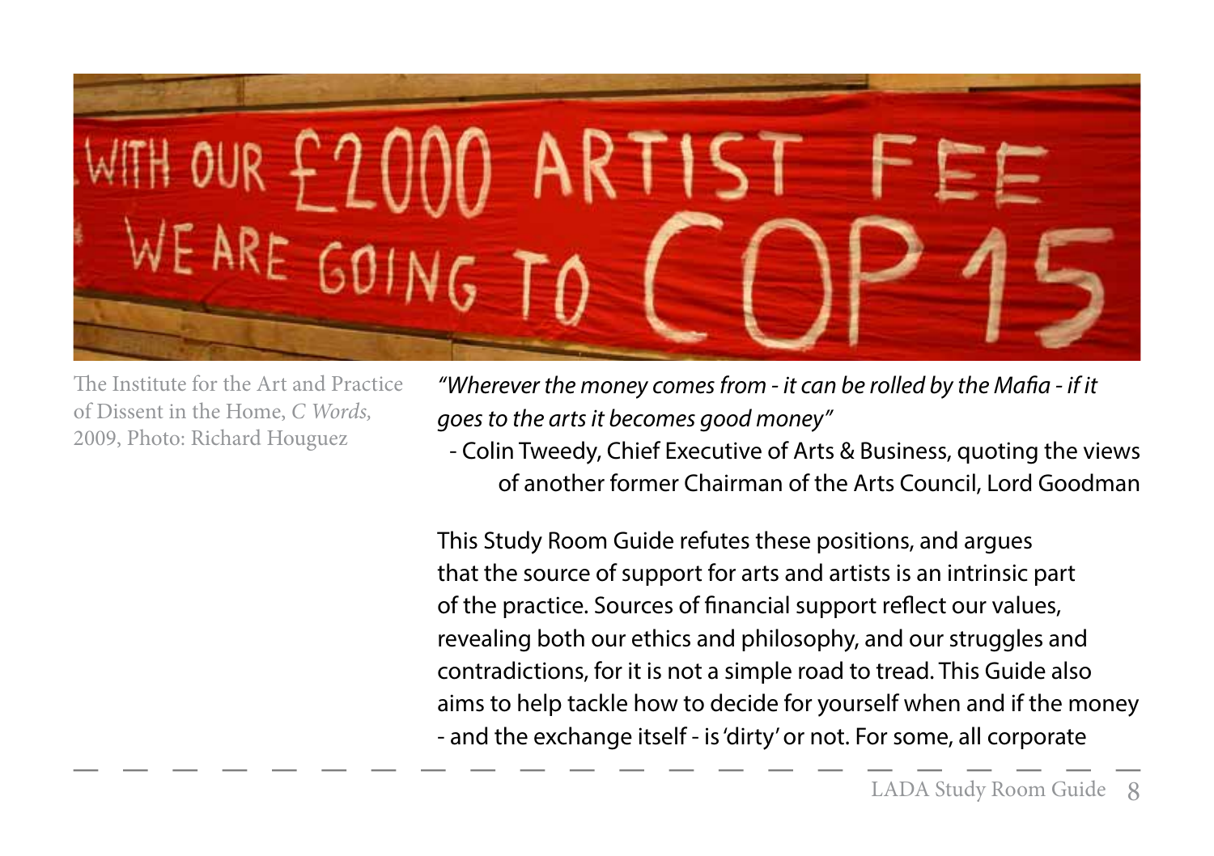The Institute for the Art and Practice of Dissent in the Home, *C Words*, 2009, Photo: Richard Houguez

*"Wherever the money comes from - it can be rolled by the Mafia - if it goes to the arts it becomes good money"*

- Colin Tweedy, Chief Executive of Arts & Business, quoting the views of another former Chairman of the Arts Council, Lord Goodman

This Study Room Guide refutes these positions, and argues that the source of support for arts and artists is an intrinsic part of the practice. Sources of financial support reflect our values, revealing both our ethics and philosophy, and our struggles and contradictions, for it is not a simple road to tread. This Guide also aims to help tackle how to decide for yourself when and if the money - and the exchange itself - is 'dirty' or not. For some, all corporate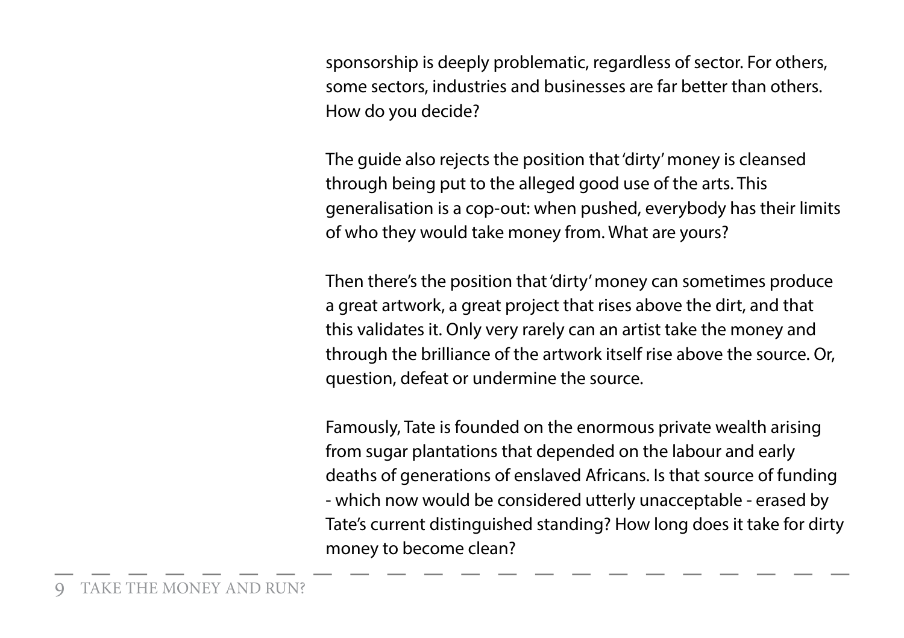sponsorship is deeply problematic, regardless of sector. For others, some sectors, industries and businesses are far better than others. How do you decide?

The guide also rejects the position that 'dirty' money is cleansed through being put to the alleged good use of the arts. This generalisation is a cop-out: when pushed, everybody has their limits of who they would take money from. What are yours?

Then there's the position that 'dirty' money can sometimes produce a great artwork, a great project that rises above the dirt, and that this validates it. Only very rarely can an artist take the money and through the brilliance of the artwork itself rise above the source. Or, question, defeat or undermine the source.

Famously, Tate is founded on the enormous private wealth arising from sugar plantations that depended on the labour and early deaths of generations of enslaved Africans. Is that source of funding - which now would be considered utterly unacceptable - erased by Tate's current distinguished standing? How long does it take for dirty money to become clean?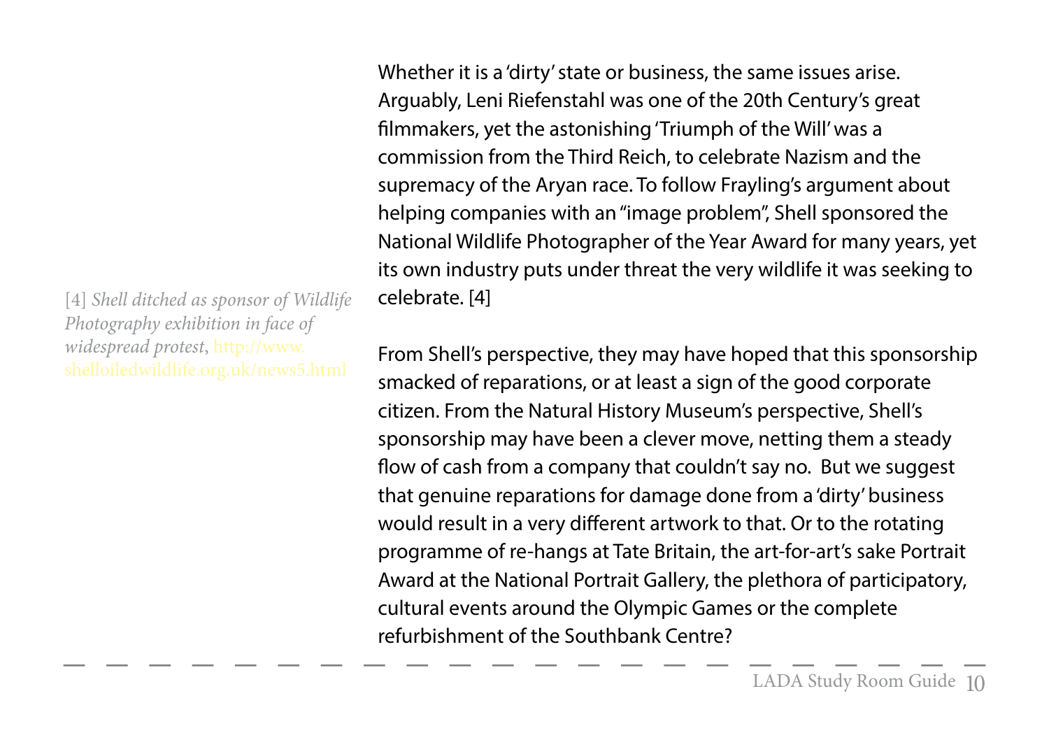Whether it is a 'dirty' state or business, the same issues arise. Arguably, Leni Riefenstahl was one of the 20th Century's great filmmakers, yet the astonishing 'Triumph of the Will' was a commission from the Third Reich, to celebrate Nazism and the supremacy of the Aryan race. To follow Frayling's argument about helping companies with an "image problem", Shell sponsored the National Wildlife Photographer of the Year Award for many years, yet its own industry puts under threat the very wildlife it was seeking to celebrate. [4]

From Shell's perspective, they may have hoped that this sponsorship smacked of reparations, or at least a sign of the good corporate citizen. From the Natural History Museum's perspective, Shell's sponsorship may have been a clever move, netting them a steady flow of cash from a company that couldn't say no. But we suggest that genuine reparations for damage done from a 'dirty' business would result in a very different artwork to that. Or to the rotating programme of re-hangs at Tate Britain, the art-for-art's sake Portrait Award at the National Portrait Gallery, the plethora of participatory, cultural events around the Olympic Games or the complete refurbishment of the Southbank Centre?

[4] *Shell ditched as sponsor of Wildlife Photography exhibition in face of widespread protest*, http://www.shelloiledwildlife.org.uk/news5.html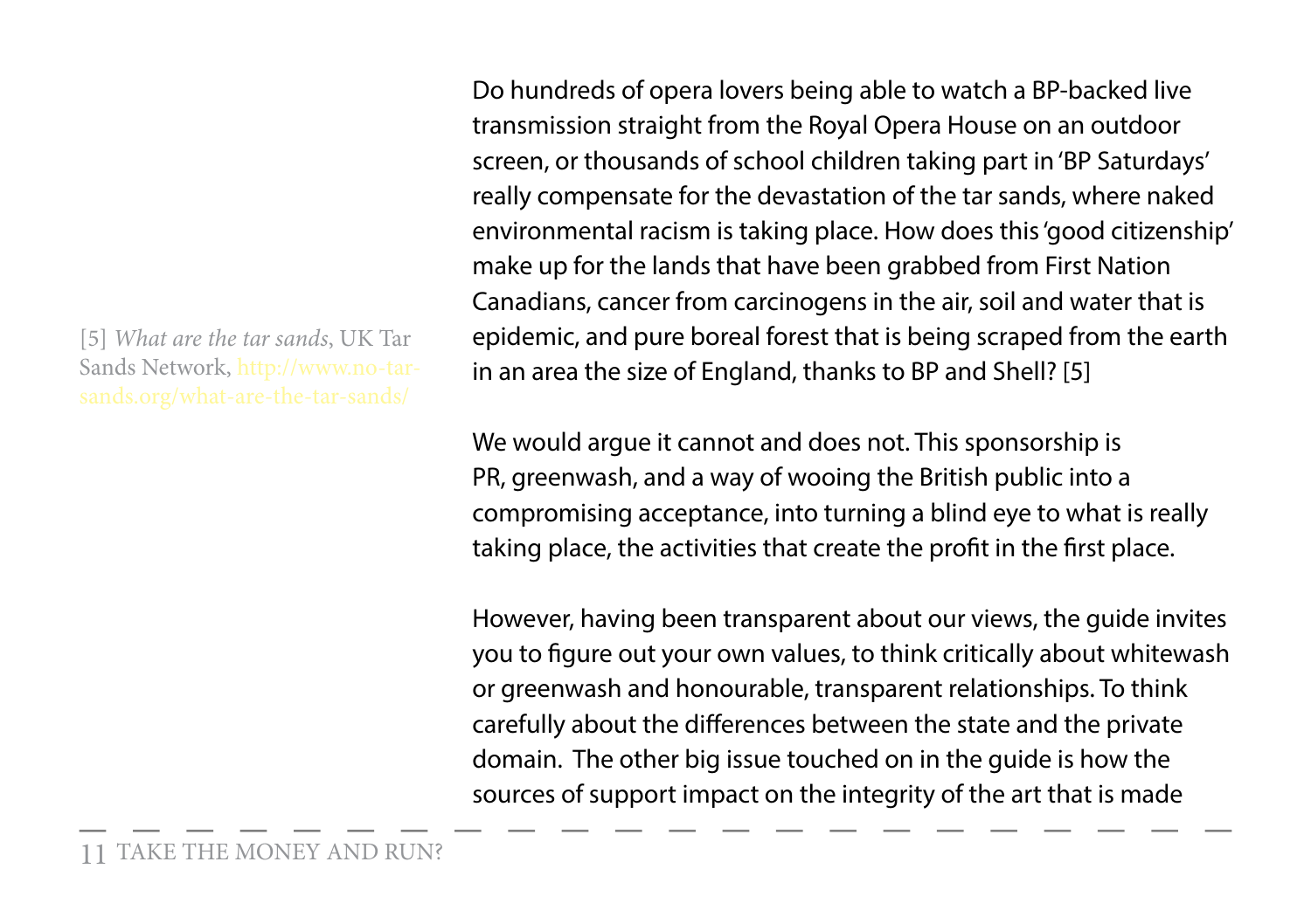Do hundreds of opera lovers being able to watch a BP-backed live transmission straight from the Royal Opera House on an outdoor screen, or thousands of school children taking part in 'BP Saturdays' really compensate for the devastation of the tar sands, where naked environmental racism is taking place. How does this 'good citizenship' make up for the lands that have been grabbed from First Nation Canadians, cancer from carcinogens in the air, soil and water that is epidemic, and pure boreal forest that is being scraped from the earth in an area the size of England, thanks to BP and Shell? [5]

We would argue it cannot and does not. This sponsorship is PR, greenwash, and a way of wooing the British public into a compromising acceptance, into turning a blind eye to what is really taking place, the activities that create the profit in the first place.

However, having been transparent about our views, the guide invites you to figure out your own values, to think critically about whitewash or greenwash and honourable, transparent relationships. To think carefully about the differences between the state and the private domain. The other big issue touched on in the guide is how the sources of support impact on the integrity of the art that is made

[5] *What are the tar sands*, UK Tar Sands Network, http://www.no-tar-sands.org/what-are-the-tar-sands/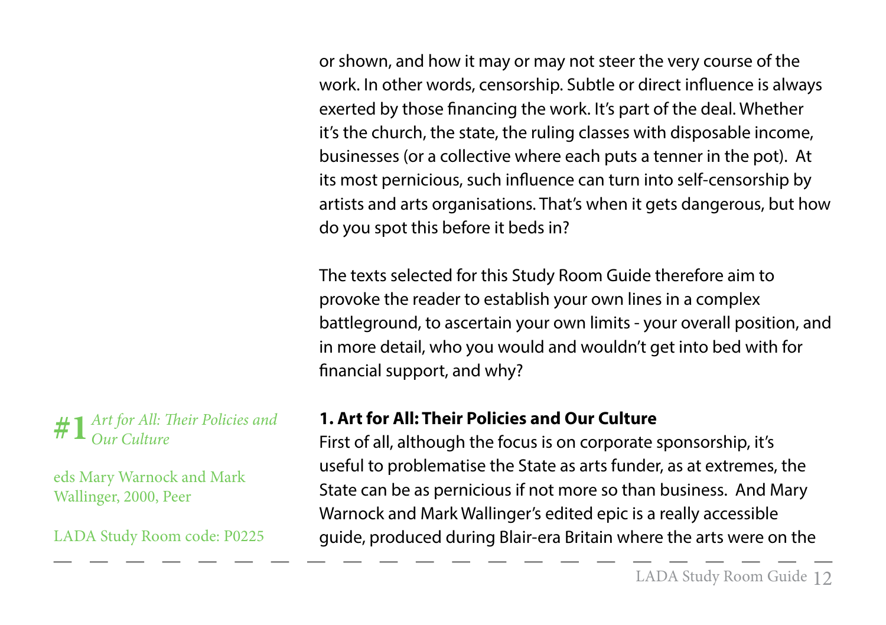or shown, and how it may or may not steer the very course of the work. In other words, censorship. Subtle or direct influence is always exerted by those financing the work. It's part of the deal. Whether it's the church, the state, the ruling classes with disposable income, businesses (or a collective where each puts a tenner in the pot). At its most pernicious, such influence can turn into self-censorship by artists and arts organisations. That's when it gets dangerous, but how do you spot this before it beds in?

The texts selected for this Study Room Guide therefore aim to provoke the reader to establish your own lines in a complex battleground, to ascertain your own limits - your overall position, and in more detail, who you would and wouldn't get into bed with for financial support, and why?

**#1** *Art for All: Their Policies and Our Culture*

eds Mary Warnock and Mark Wallinger, 2000, Peer

LADA Study Room code: P0225

**1. Art for All: Their Policies and Our Culture**

First of all, although the focus is on corporate sponsorship, it's useful to problematise the State as arts funder, as at extremes, the State can be as pernicious if not more so than business. And Mary Warnock and Mark Wallinger's edited epic is a really accessible guide, produced during Blair-era Britain where the arts were on the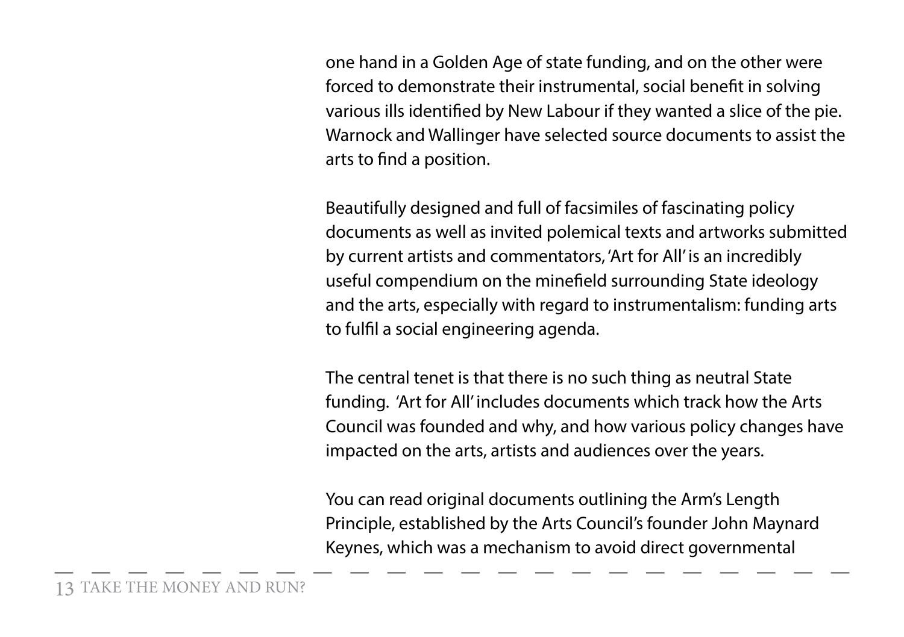one hand in a Golden Age of state funding, and on the other were forced to demonstrate their instrumental, social benefit in solving various ills identified by New Labour if they wanted a slice of the pie. Warnock and Wallinger have selected source documents to assist the arts to find a position.

Beautifully designed and full of facsimiles of fascinating policy documents as well as invited polemical texts and artworks submitted by current artists and commentators, 'Art for All' is an incredibly useful compendium on the minefield surrounding State ideology and the arts, especially with regard to instrumentalism: funding arts to fulfil a social engineering agenda.

The central tenet is that there is no such thing as neutral State funding. 'Art for All' includes documents which track how the Arts Council was founded and why, and how various policy changes have impacted on the arts, artists and audiences over the years.

You can read original documents outlining the Arm's Length Principle, established by the Arts Council's founder John Maynard Keynes, which was a mechanism to avoid direct governmental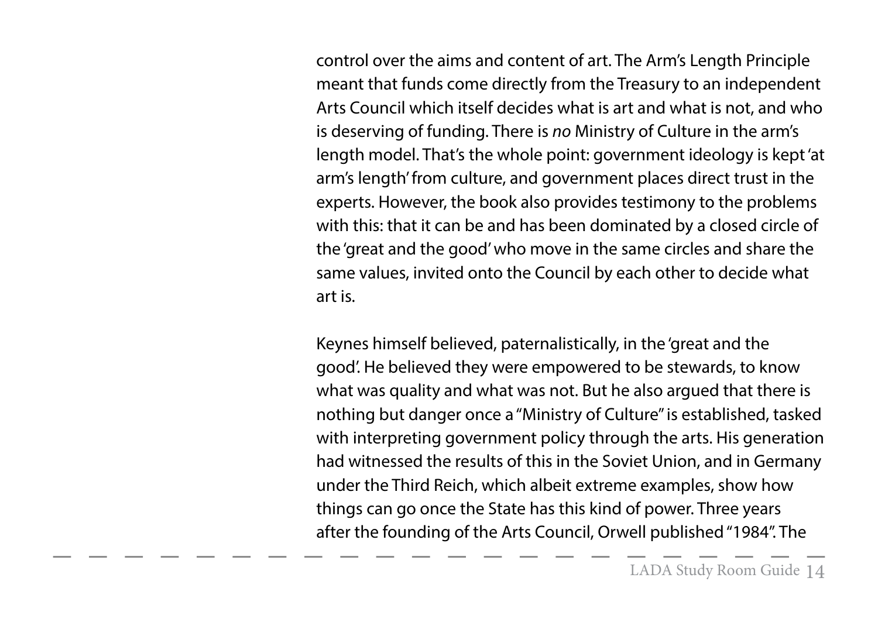control over the aims and content of art. The Arm's Length Principle meant that funds come directly from the Treasury to an independent Arts Council which itself decides what is art and what is not, and who is deserving of funding. There is *no* Ministry of Culture in the arm's length model. That's the whole point: government ideology is kept 'at arm's length' from culture, and government places direct trust in the experts. However, the book also provides testimony to the problems with this: that it can be and has been dominated by a closed circle of the 'great and the good' who move in the same circles and share the same values, invited onto the Council by each other to decide what art is.

Keynes himself believed, paternalistically, in the 'great and the good'. He believed they were empowered to be stewards, to know what was quality and what was not. But he also argued that there is nothing but danger once a "Ministry of Culture" is established, tasked with interpreting government policy through the arts. His generation had witnessed the results of this in the Soviet Union, and in Germany under the Third Reich, which albeit extreme examples, show how things can go once the State has this kind of power. Three years after the founding of the Arts Council, Orwell published "1984". The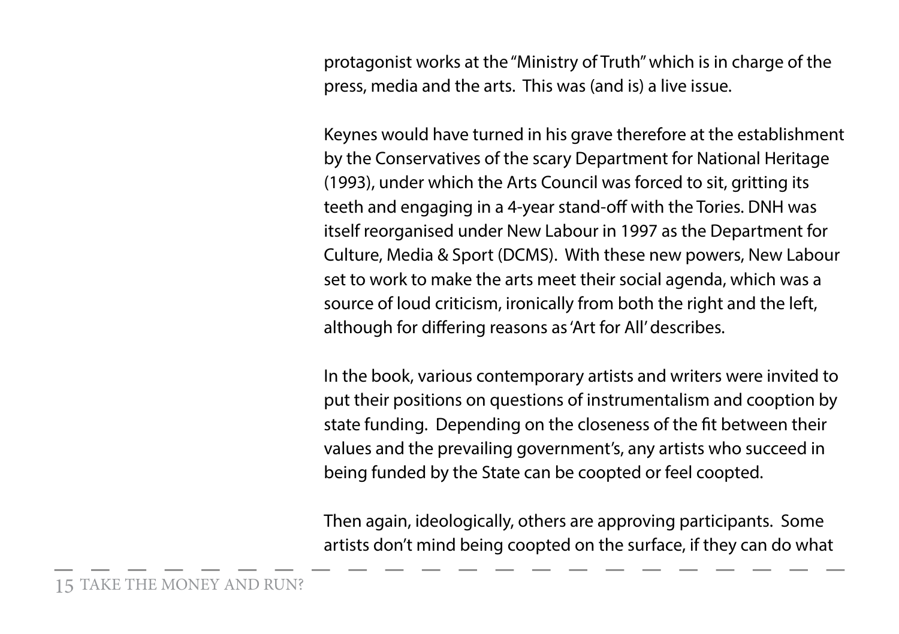protagonist works at the "Ministry of Truth" which is in charge of the press, media and the arts. This was (and is) a live issue.

Keynes would have turned in his grave therefore at the establishment by the Conservatives of the scary Department for National Heritage (1993), under which the Arts Council was forced to sit, gritting its teeth and engaging in a 4-year stand-off with the Tories. DNH was itself reorganised under New Labour in 1997 as the Department for Culture, Media & Sport (DCMS). With these new powers, New Labour set to work to make the arts meet their social agenda, which was a source of loud criticism, ironically from both the right and the left, although for differing reasons as 'Art for All' describes.

In the book, various contemporary artists and writers were invited to put their positions on questions of instrumentalism and cooption by state funding. Depending on the closeness of the fit between their values and the prevailing government's, any artists who succeed in being funded by the State can be coopted or feel coopted.

Then again, ideologically, others are approving participants. Some artists don't mind being coopted on the surface, if they can do what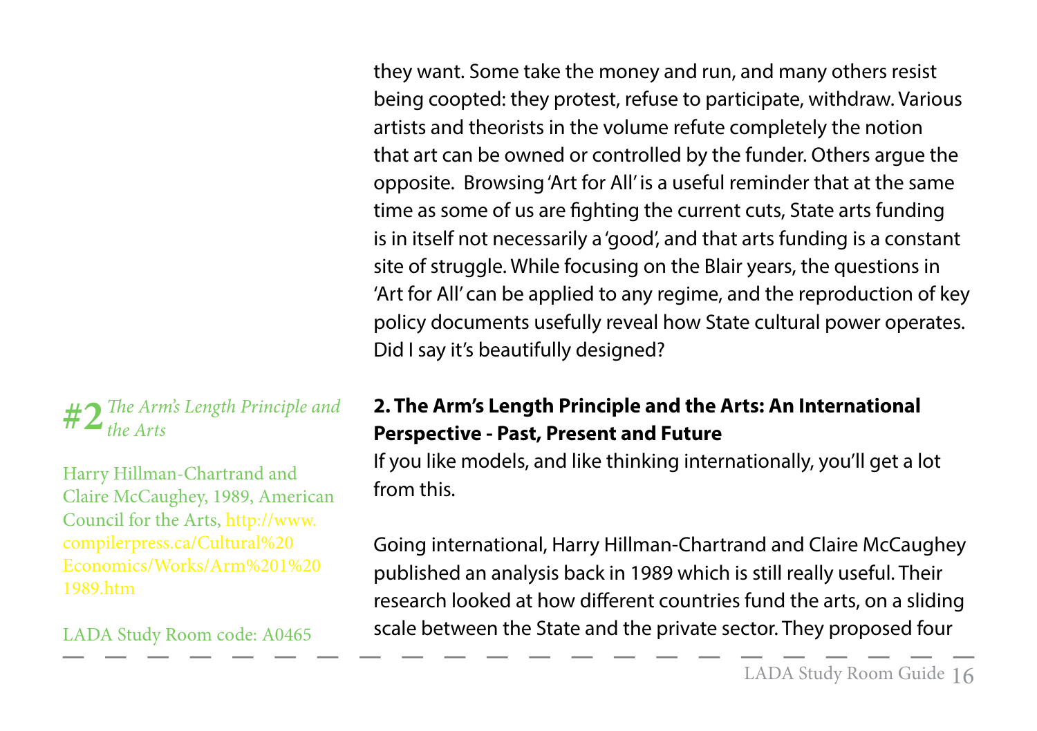they want. Some take the money and run, and many others resist being coopted: they protest, refuse to participate, withdraw. Various artists and theorists in the volume refute completely the notion that art can be owned or controlled by the funder. Others argue the opposite. Browsing 'Art for All' is a useful reminder that at the same time as some of us are fighting the current cuts, State arts funding is in itself not necessarily a 'good', and that arts funding is a constant site of struggle. While focusing on the Blair years, the questions in 'Art for All' can be applied to any regime, and the reproduction of key policy documents usefully reveal how State cultural power operates. Did I say it's beautifully designed?

**#2** *The Arm's Length Principle and the Arts*

Harry Hillman-Chartrand and Claire McCaughey, 1989, American Council for the Arts, http://www.compilerpress.ca/Cultural%20Economics/Works/Arm%201%201989.htm

LADA Study Room code: A0465

**2. The Arm's Length Principle and the Arts: An International Perspective - Past, Present and Future**

If you like models, and like thinking internationally, you'll get a lot from this.

Going international, Harry Hillman-Chartrand and Claire McCaughey published an analysis back in 1989 which is still really useful. Their research looked at how different countries fund the arts, on a sliding scale between the State and the private sector. They proposed four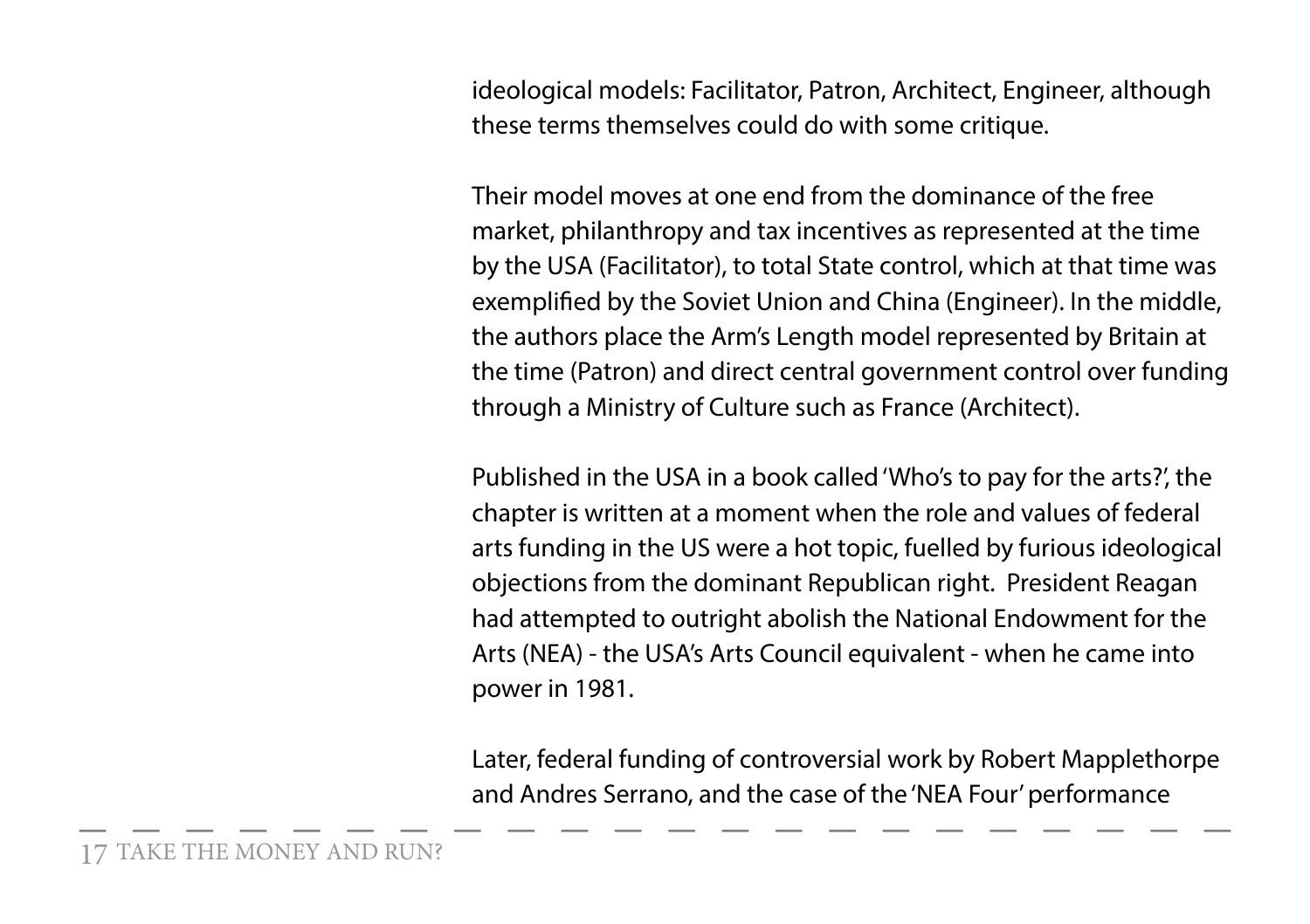ideological models: Facilitator, Patron, Architect, Engineer, although these terms themselves could do with some critique.

Their model moves at one end from the dominance of the free market, philanthropy and tax incentives as represented at the time by the USA (Facilitator), to total State control, which at that time was exemplified by the Soviet Union and China (Engineer). In the middle, the authors place the Arm's Length model represented by Britain at the time (Patron) and direct central government control over funding through a Ministry of Culture such as France (Architect).

Published in the USA in a book called 'Who's to pay for the arts?', the chapter is written at a moment when the role and values of federal arts funding in the US were a hot topic, fuelled by furious ideological objections from the dominant Republican right. President Reagan had attempted to outright abolish the National Endowment for the Arts (NEA) - the USA's Arts Council equivalent - when he came into power in 1981.

Later, federal funding of controversial work by Robert Mapplethorpe and Andres Serrano, and the case of the 'NEA Four' performance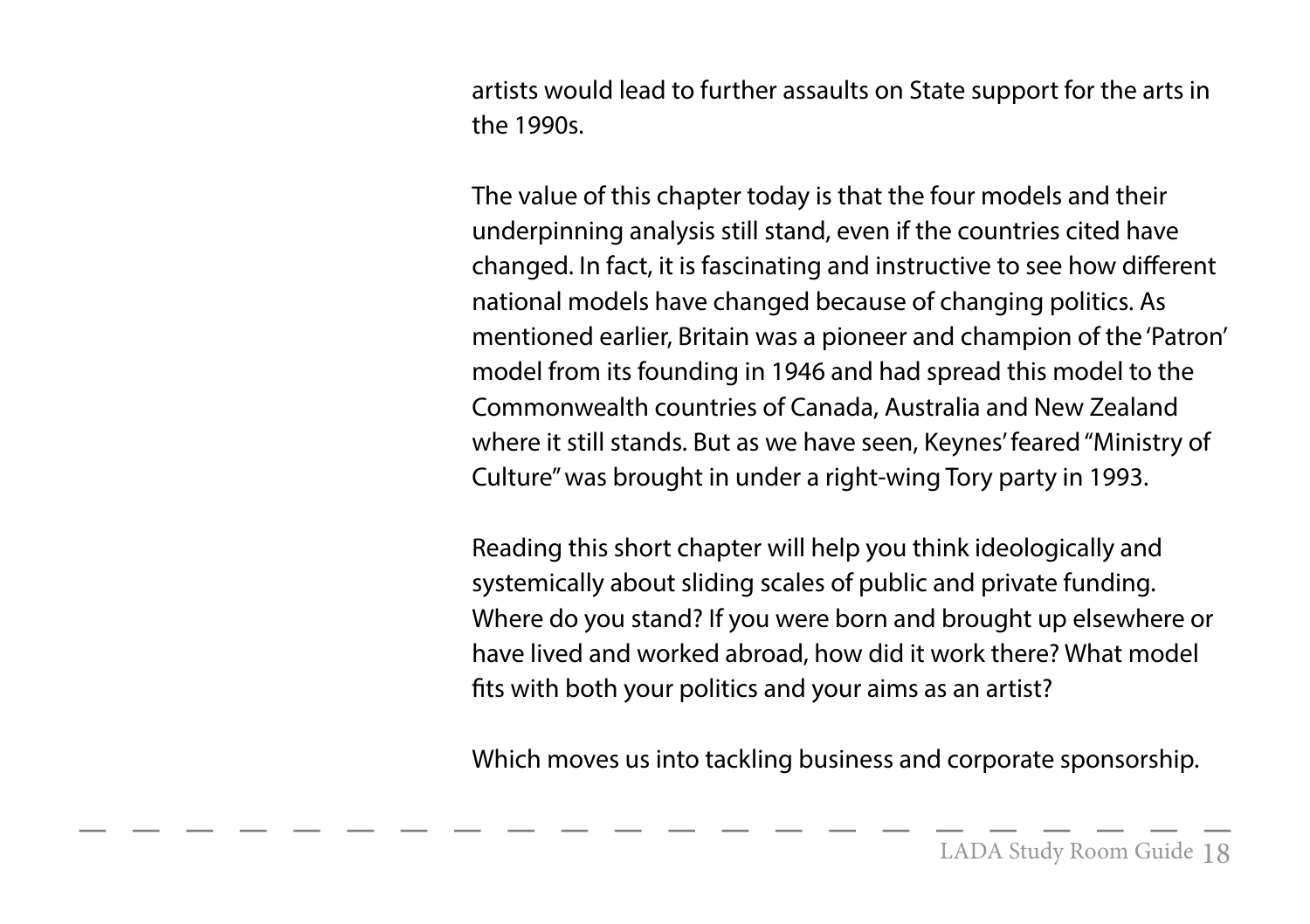artists would lead to further assaults on State support for the arts in the 1990s.

The value of this chapter today is that the four models and their underpinning analysis still stand, even if the countries cited have changed. In fact, it is fascinating and instructive to see how different national models have changed because of changing politics. As mentioned earlier, Britain was a pioneer and champion of the 'Patron' model from its founding in 1946 and had spread this model to the Commonwealth countries of Canada, Australia and New Zealand where it still stands. But as we have seen, Keynes' feared "Ministry of Culture" was brought in under a right-wing Tory party in 1993.

Reading this short chapter will help you think ideologically and systemically about sliding scales of public and private funding. Where do you stand? If you were born and brought up elsewhere or have lived and worked abroad, how did it work there? What model fits with both your politics and your aims as an artist?

Which moves us into tackling business and corporate sponsorship.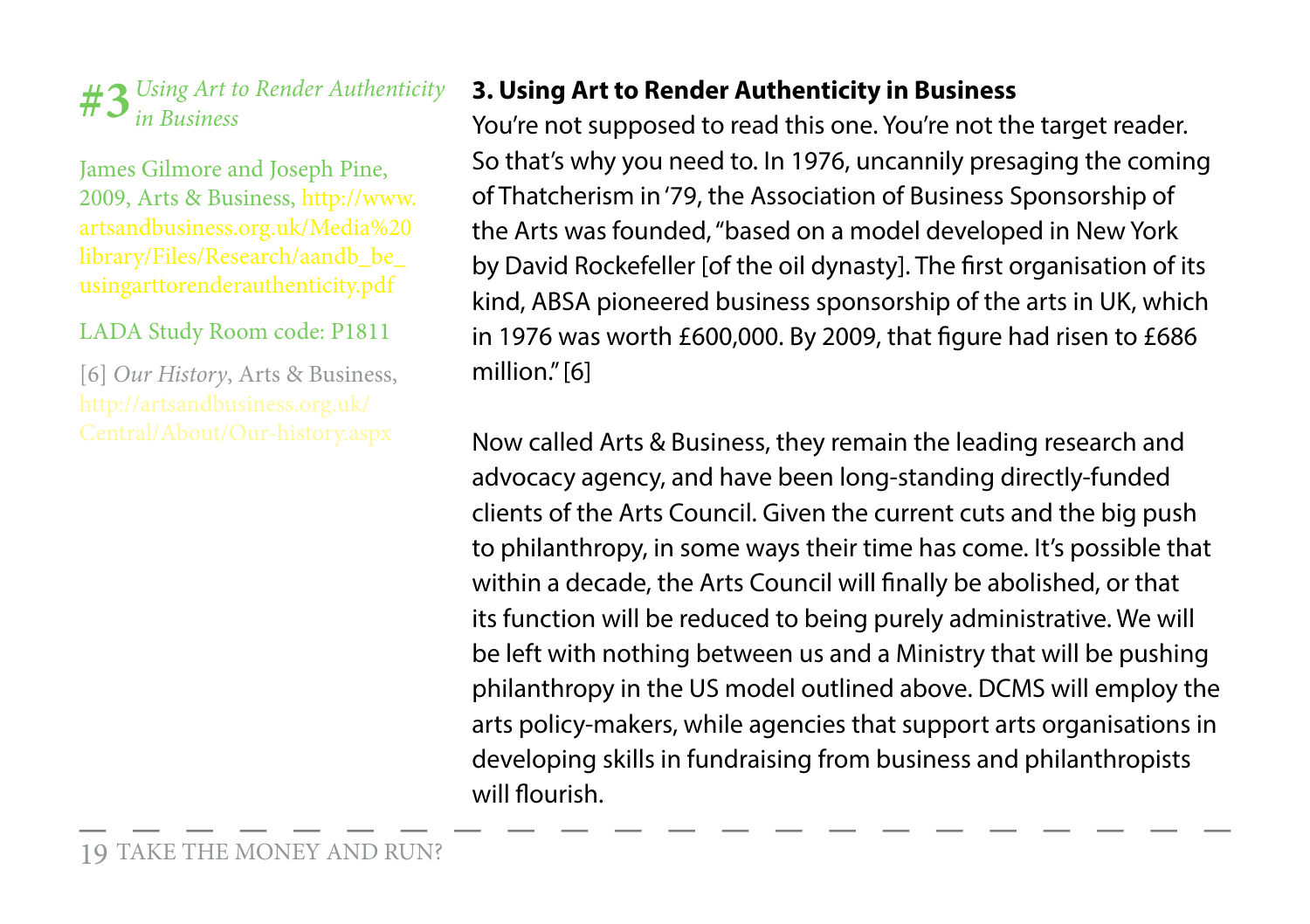**#3** *Using Art to Render Authenticity in Business*

James Gilmore and Joseph Pine, 2009, Arts & Business, http://www.artsandbusiness.org.uk/Media%20library/Files/Research/aandb_be_usingarttorenderauthenticity.pdf

LADA Study Room code: P1811

[6] *Our History*, Arts & Business, http://artsandbusiness.org.uk/Central/About/Our-history.aspx

**3. Using Art to Render Authenticity in Business**

You're not supposed to read this one. You're not the target reader. So that's why you need to. In 1976, uncannily presaging the coming of Thatcherism in '79, the Association of Business Sponsorship of the Arts was founded, "based on a model developed in New York by David Rockefeller [of the oil dynasty]. The first organisation of its kind, ABSA pioneered business sponsorship of the arts in UK, which in 1976 was worth £600,000. By 2009, that figure had risen to £686 million." [6]

Now called Arts & Business, they remain the leading research and advocacy agency, and have been long-standing directly-funded clients of the Arts Council. Given the current cuts and the big push to philanthropy, in some ways their time has come. It's possible that within a decade, the Arts Council will finally be abolished, or that its function will be reduced to being purely administrative. We will be left with nothing between us and a Ministry that will be pushing philanthropy in the US model outlined above. DCMS will employ the arts policy-makers, while agencies that support arts organisations in developing skills in fundraising from business and philanthropists will flourish.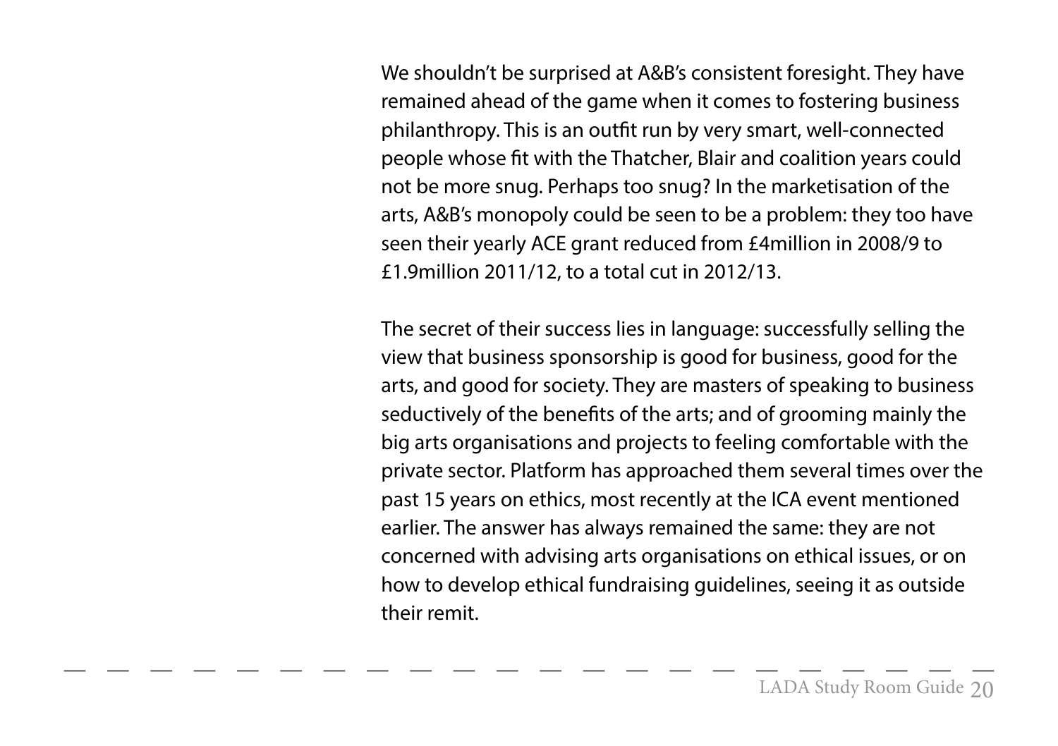We shouldn't be surprised at A&B's consistent foresight. They have remained ahead of the game when it comes to fostering business philanthropy. This is an outfit run by very smart, well-connected people whose fit with the Thatcher, Blair and coalition years could not be more snug. Perhaps too snug? In the marketisation of the arts, A&B's monopoly could be seen to be a problem: they too have seen their yearly ACE grant reduced from £4million in 2008/9 to £1.9million 2011/12, to a total cut in 2012/13.

The secret of their success lies in language: successfully selling the view that business sponsorship is good for business, good for the arts, and good for society. They are masters of speaking to business seductively of the benefits of the arts; and of grooming mainly the big arts organisations and projects to feeling comfortable with the private sector. Platform has approached them several times over the past 15 years on ethics, most recently at the ICA event mentioned earlier. The answer has always remained the same: they are not concerned with advising arts organisations on ethical issues, or on how to develop ethical fundraising guidelines, seeing it as outside their remit.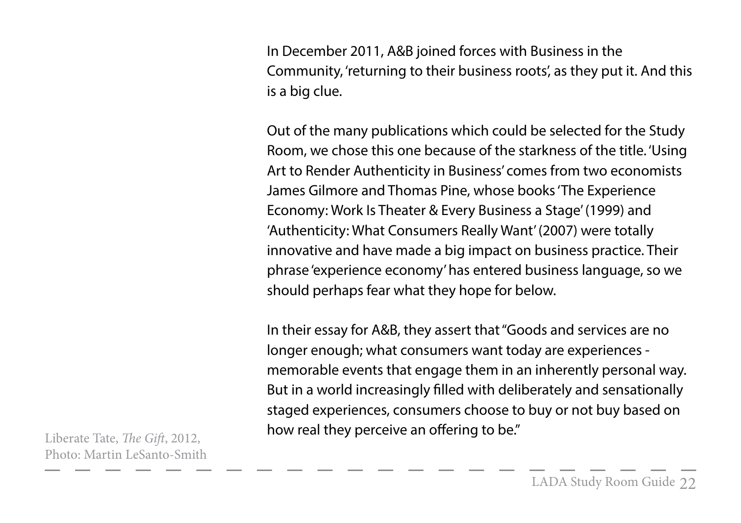In December 2011, A&B joined forces with Business in the Community, 'returning to their business roots', as they put it. And this is a big clue.

Out of the many publications which could be selected for the Study Room, we chose this one because of the starkness of the title. 'Using Art to Render Authenticity in Business' comes from two economists James Gilmore and Thomas Pine, whose books 'The Experience Economy: Work Is Theater & Every Business a Stage' (1999) and 'Authenticity: What Consumers Really Want' (2007) were totally innovative and have made a big impact on business practice. Their phrase 'experience economy' has entered business language, so we should perhaps fear what they hope for below.

In their essay for A&B, they assert that "Goods and services are no longer enough; what consumers want today are experiences - memorable events that engage them in an inherently personal way. But in a world increasingly filled with deliberately and sensationally staged experiences, consumers choose to buy or not buy based on how real they perceive an offering to be."

Liberate Tate, *The Gift*, 2012,
Photo: Martin LeSanto-Smith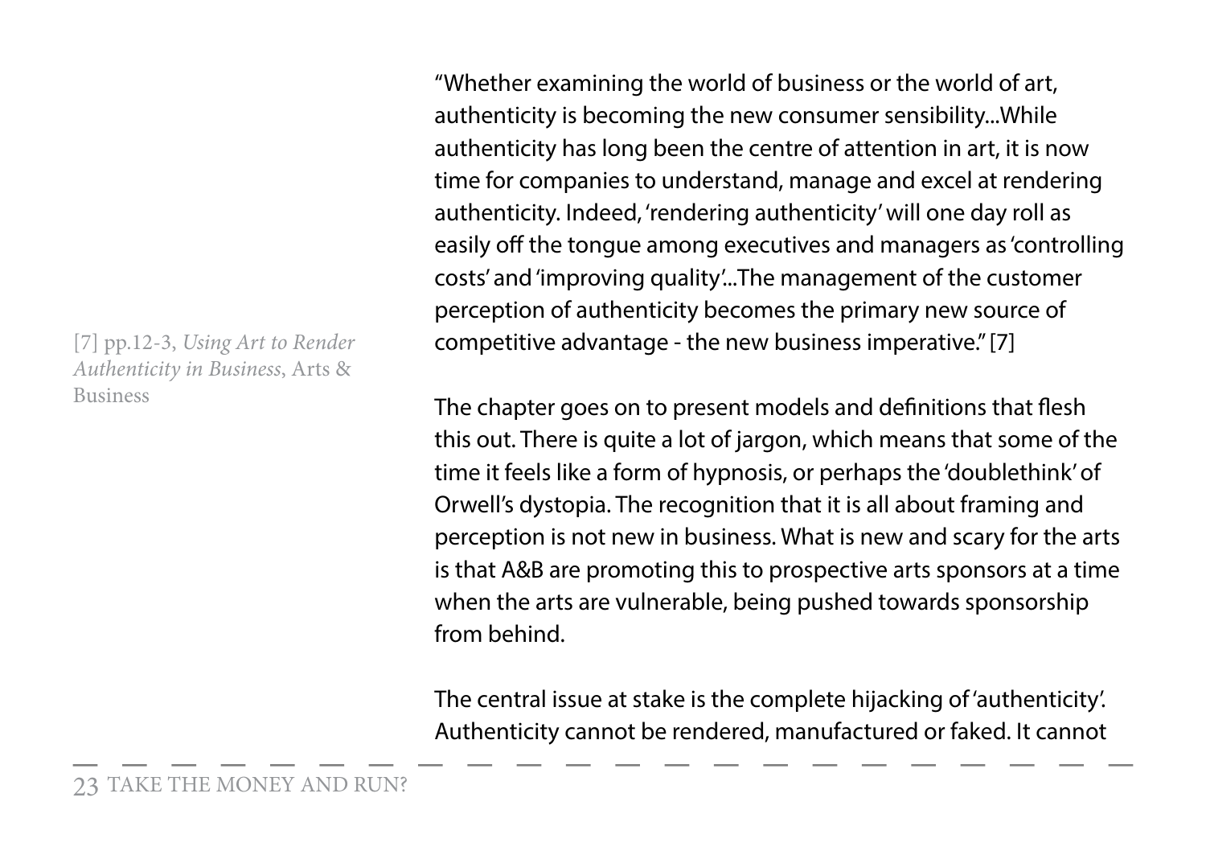"Whether examining the world of business or the world of art, authenticity is becoming the new consumer sensibility...While authenticity has long been the centre of attention in art, it is now time for companies to understand, manage and excel at rendering authenticity. Indeed, 'rendering authenticity' will one day roll as easily off the tongue among executives and managers as 'controlling costs' and 'improving quality'...The management of the customer perception of authenticity becomes the primary new source of competitive advantage - the new business imperative." [7]

[7] pp.12-3, *Using Art to Render Authenticity in Business*, Arts & Business

The chapter goes on to present models and definitions that flesh this out. There is quite a lot of jargon, which means that some of the time it feels like a form of hypnosis, or perhaps the 'doublethink' of Orwell's dystopia. The recognition that it is all about framing and perception is not new in business. What is new and scary for the arts is that A&B are promoting this to prospective arts sponsors at a time when the arts are vulnerable, being pushed towards sponsorship from behind.

The central issue at stake is the complete hijacking of 'authenticity'. Authenticity cannot be rendered, manufactured or faked. It cannot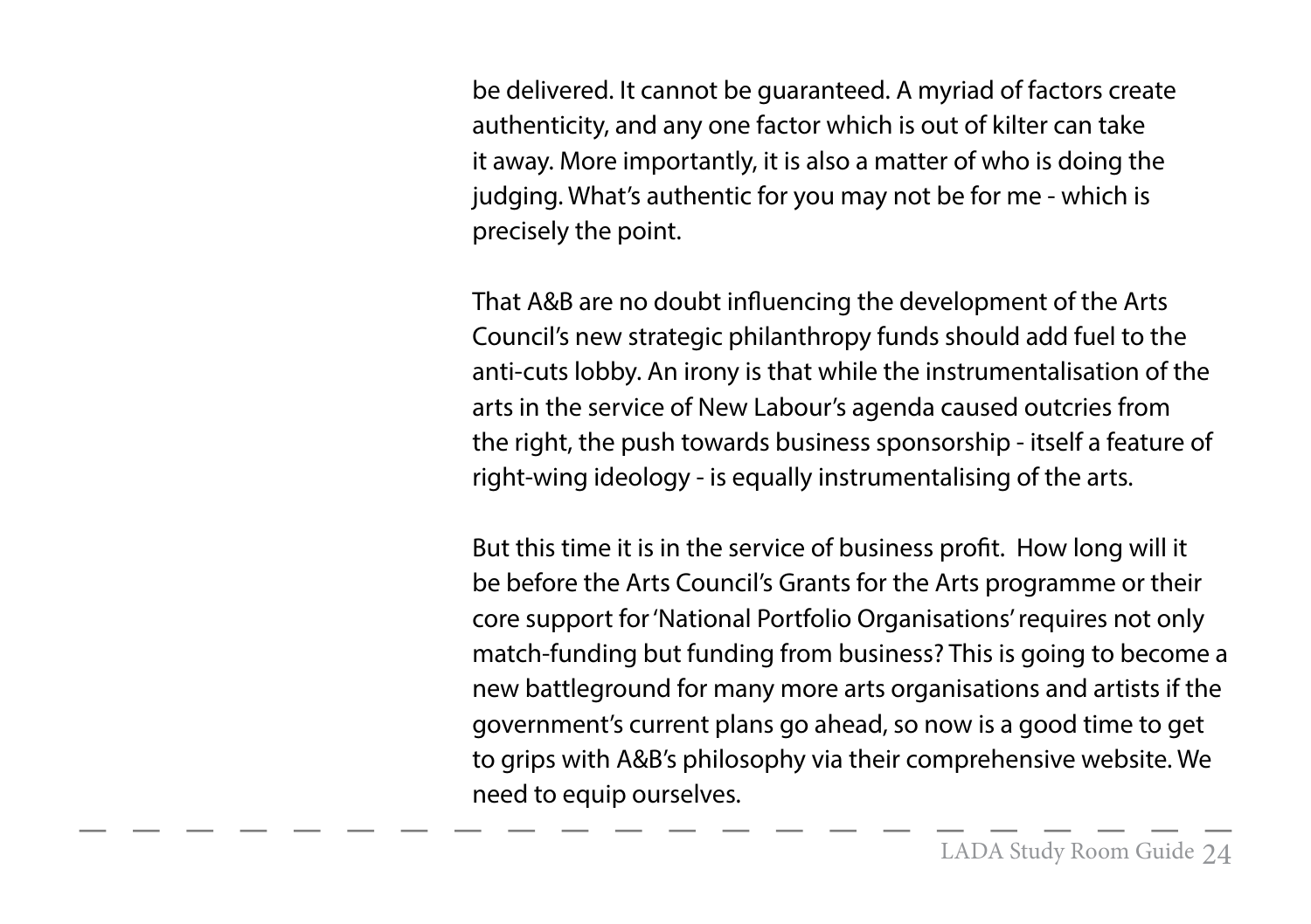be delivered. It cannot be guaranteed. A myriad of factors create authenticity, and any one factor which is out of kilter can take it away. More importantly, it is also a matter of who is doing the judging. What's authentic for you may not be for me - which is precisely the point.

That A&B are no doubt influencing the development of the Arts Council's new strategic philanthropy funds should add fuel to the anti-cuts lobby. An irony is that while the instrumentalisation of the arts in the service of New Labour's agenda caused outcries from the right, the push towards business sponsorship - itself a feature of right-wing ideology - is equally instrumentalising of the arts.

But this time it is in the service of business profit. How long will it be before the Arts Council's Grants for the Arts programme or their core support for 'National Portfolio Organisations' requires not only match-funding but funding from business? This is going to become a new battleground for many more arts organisations and artists if the government's current plans go ahead, so now is a good time to get to grips with A&B's philosophy via their comprehensive website. We need to equip ourselves.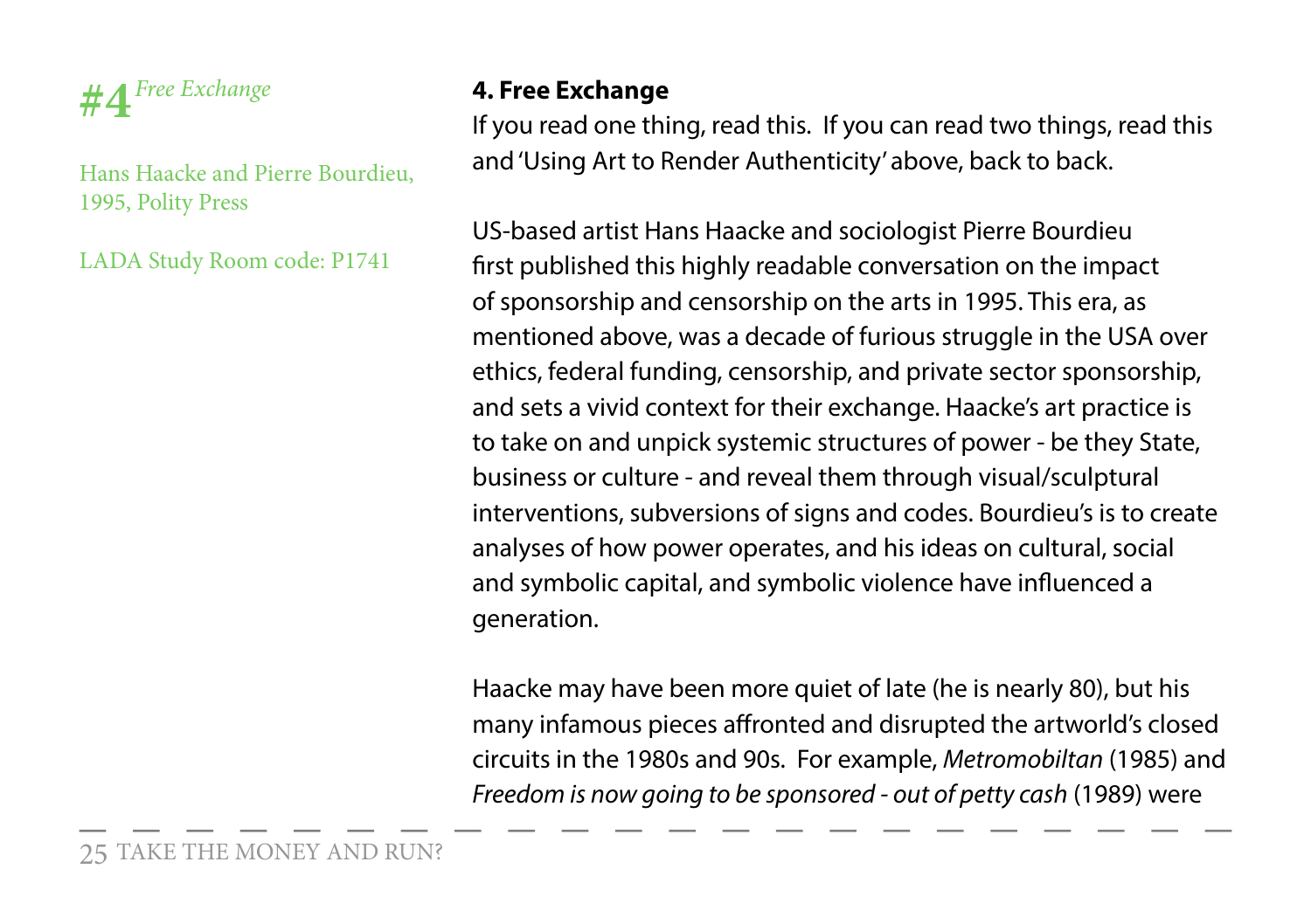**#4** *Free Exchange*

Hans Haacke and Pierre Bourdieu, 1995, Polity Press

LADA Study Room code: P1741

## 4. Free Exchange

If you read one thing, read this. If you can read two things, read this and 'Using Art to Render Authenticity' above, back to back.

US-based artist Hans Haacke and sociologist Pierre Bourdieu first published this highly readable conversation on the impact of sponsorship and censorship on the arts in 1995. This era, as mentioned above, was a decade of furious struggle in the USA over ethics, federal funding, censorship, and private sector sponsorship, and sets a vivid context for their exchange. Haacke's art practice is to take on and unpick systemic structures of power - be they State, business or culture - and reveal them through visual/sculptural interventions, subversions of signs and codes. Bourdieu's is to create analyses of how power operates, and his ideas on cultural, social and symbolic capital, and symbolic violence have influenced a generation.

Haacke may have been more quiet of late (he is nearly 80), but his many infamous pieces affronted and disrupted the artworld's closed circuits in the 1980s and 90s. For example, *Metromobiltan* (1985) and *Freedom is now going to be sponsored - out of petty cash* (1989) were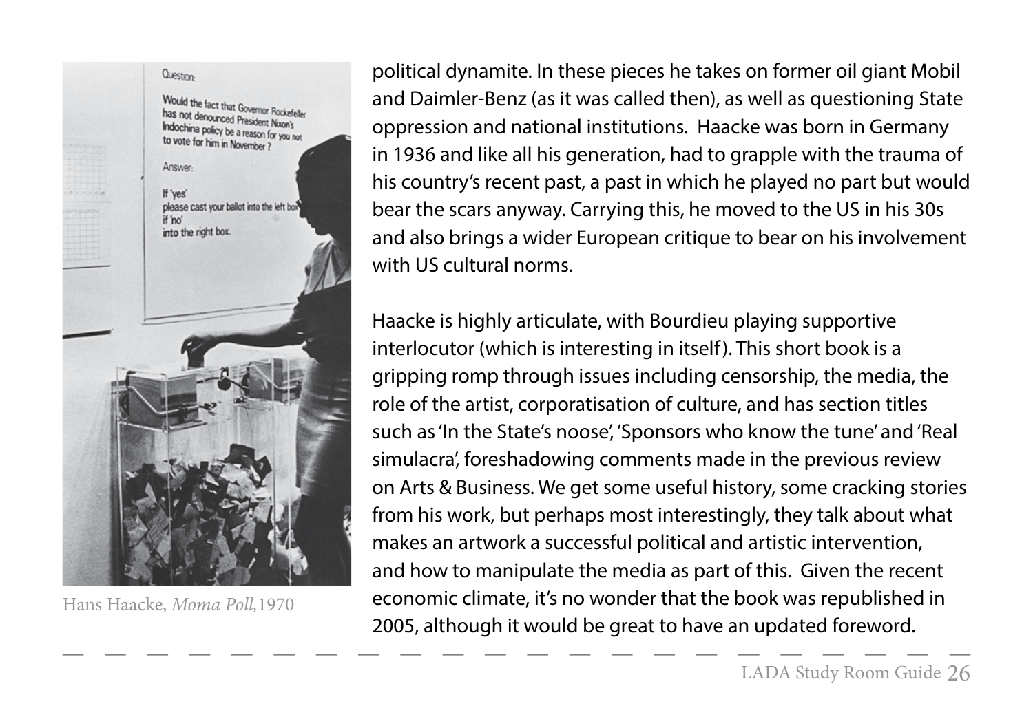political dynamite. In these pieces he takes on former oil giant Mobil and Daimler-Benz (as it was called then), as well as questioning State oppression and national institutions. Haacke was born in Germany in 1936 and like all his generation, had to grapple with the trauma of his country's recent past, a past in which he played no part but would bear the scars anyway. Carrying this, he moved to the US in his 30s and also brings a wider European critique to bear on his involvement with US cultural norms.

Haacke is highly articulate, with Bourdieu playing supportive interlocutor (which is interesting in itself). This short book is a gripping romp through issues including censorship, the media, the role of the artist, corporatisation of culture, and has section titles such as 'In the State's noose', 'Sponsors who know the tune' and 'Real simulacra', foreshadowing comments made in the previous review on Arts & Business. We get some useful history, some cracking stories from his work, but perhaps most interestingly, they talk about what makes an artwork a successful political and artistic intervention, and how to manipulate the media as part of this. Given the recent economic climate, it's no wonder that the book was republished in 2005, although it would be great to have an updated foreword.

Hans Haacke, *Moma Poll*, 1970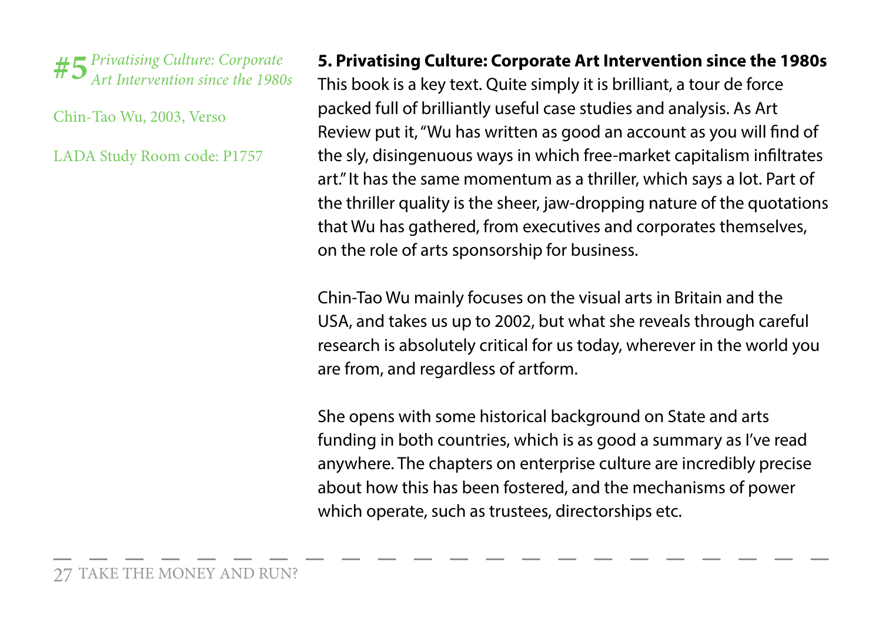**#5** *Privatising Culture: Corporate Art Intervention since the 1980s*

Chin-Tao Wu, 2003, Verso

LADA Study Room code: P1757

**5. Privatising Culture: Corporate Art Intervention since the 1980s**

This book is a key text. Quite simply it is brilliant, a tour de force packed full of brilliantly useful case studies and analysis. As Art Review put it, "Wu has written as good an account as you will find of the sly, disingenuous ways in which free-market capitalism infiltrates art." It has the same momentum as a thriller, which says a lot. Part of the thriller quality is the sheer, jaw-dropping nature of the quotations that Wu has gathered, from executives and corporates themselves, on the role of arts sponsorship for business.

Chin-Tao Wu mainly focuses on the visual arts in Britain and the USA, and takes us up to 2002, but what she reveals through careful research is absolutely critical for us today, wherever in the world you are from, and regardless of artform.

She opens with some historical background on State and arts funding in both countries, which is as good a summary as I've read anywhere. The chapters on enterprise culture are incredibly precise about how this has been fostered, and the mechanisms of power which operate, such as trustees, directorships etc.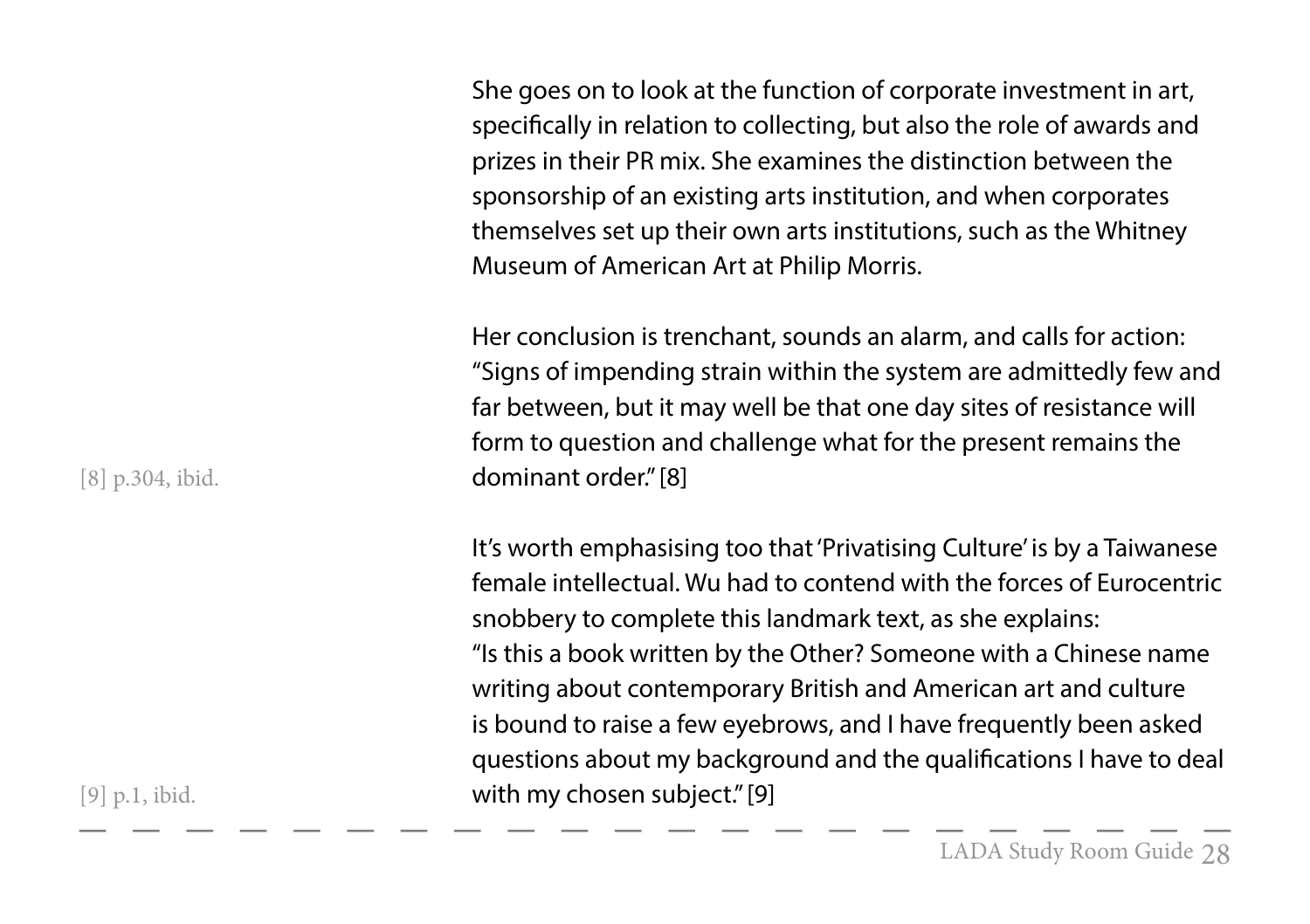She goes on to look at the function of corporate investment in art, specifically in relation to collecting, but also the role of awards and prizes in their PR mix. She examines the distinction between the sponsorship of an existing arts institution, and when corporates themselves set up their own arts institutions, such as the Whitney Museum of American Art at Philip Morris.

Her conclusion is trenchant, sounds an alarm, and calls for action: "Signs of impending strain within the system are admittedly few and far between, but it may well be that one day sites of resistance will form to question and challenge what for the present remains the dominant order." [8]

[8] p.304, ibid.

It's worth emphasising too that 'Privatising Culture' is by a Taiwanese female intellectual. Wu had to contend with the forces of Eurocentric snobbery to complete this landmark text, as she explains: "Is this a book written by the Other? Someone with a Chinese name writing about contemporary British and American art and culture is bound to raise a few eyebrows, and I have frequently been asked questions about my background and the qualifications I have to deal with my chosen subject." [9]

[9] p.1, ibid.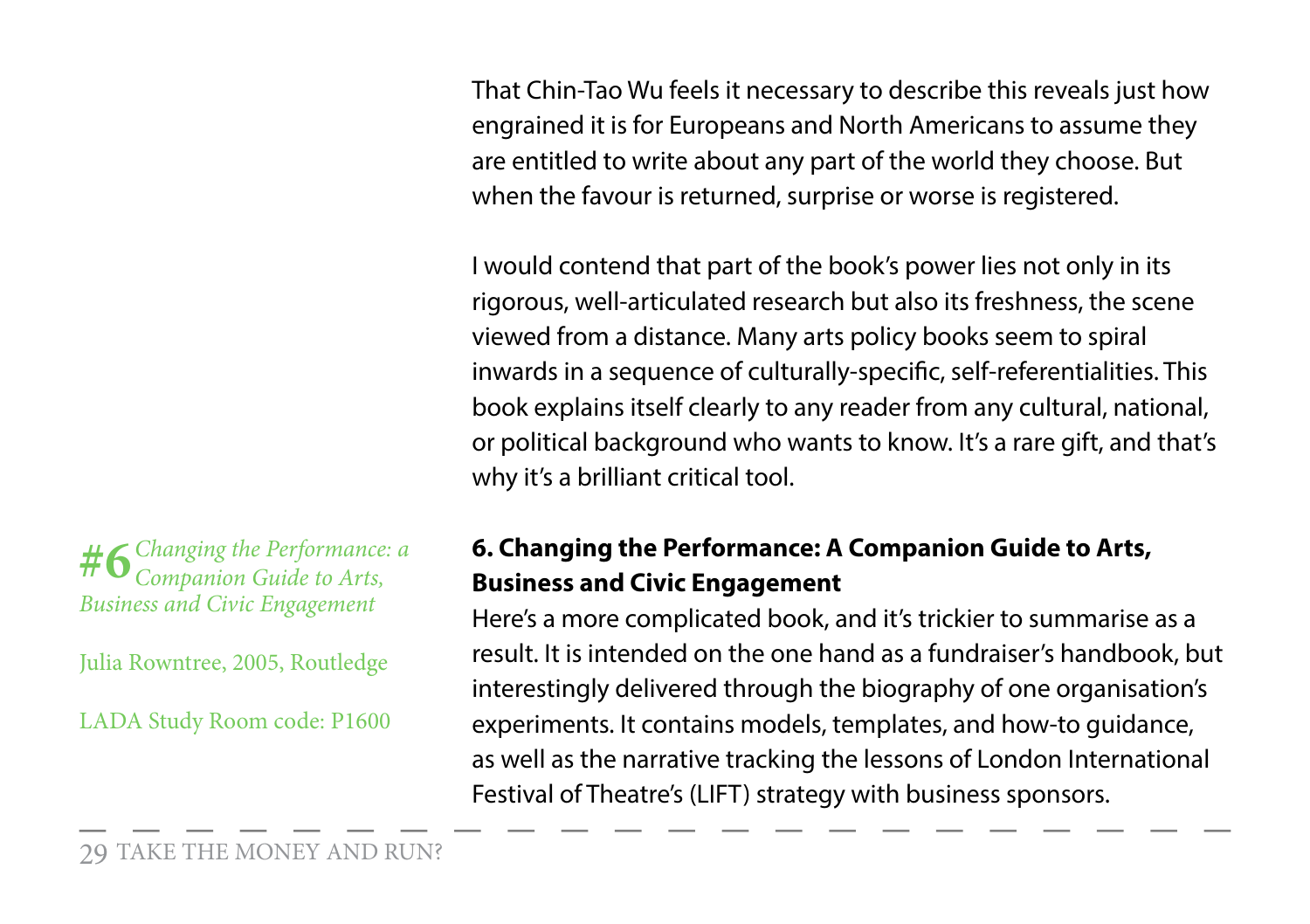That Chin-Tao Wu feels it necessary to describe this reveals just how engrained it is for Europeans and North Americans to assume they are entitled to write about any part of the world they choose. But when the favour is returned, surprise or worse is registered.

I would contend that part of the book's power lies not only in its rigorous, well-articulated research but also its freshness, the scene viewed from a distance. Many arts policy books seem to spiral inwards in a sequence of culturally-specific, self-referentialities. This book explains itself clearly to any reader from any cultural, national, or political background who wants to know. It's a rare gift, and that's why it's a brilliant critical tool.

**#6** *Changing the Performance: a Companion Guide to Arts, Business and Civic Engagement*

Julia Rowntree, 2005, Routledge

LADA Study Room code: P1600

**6. Changing the Performance: A Companion Guide to Arts, Business and Civic Engagement**

Here's a more complicated book, and it's trickier to summarise as a result. It is intended on the one hand as a fundraiser's handbook, but interestingly delivered through the biography of one organisation's experiments. It contains models, templates, and how-to guidance, as well as the narrative tracking the lessons of London International Festival of Theatre's (LIFT) strategy with business sponsors.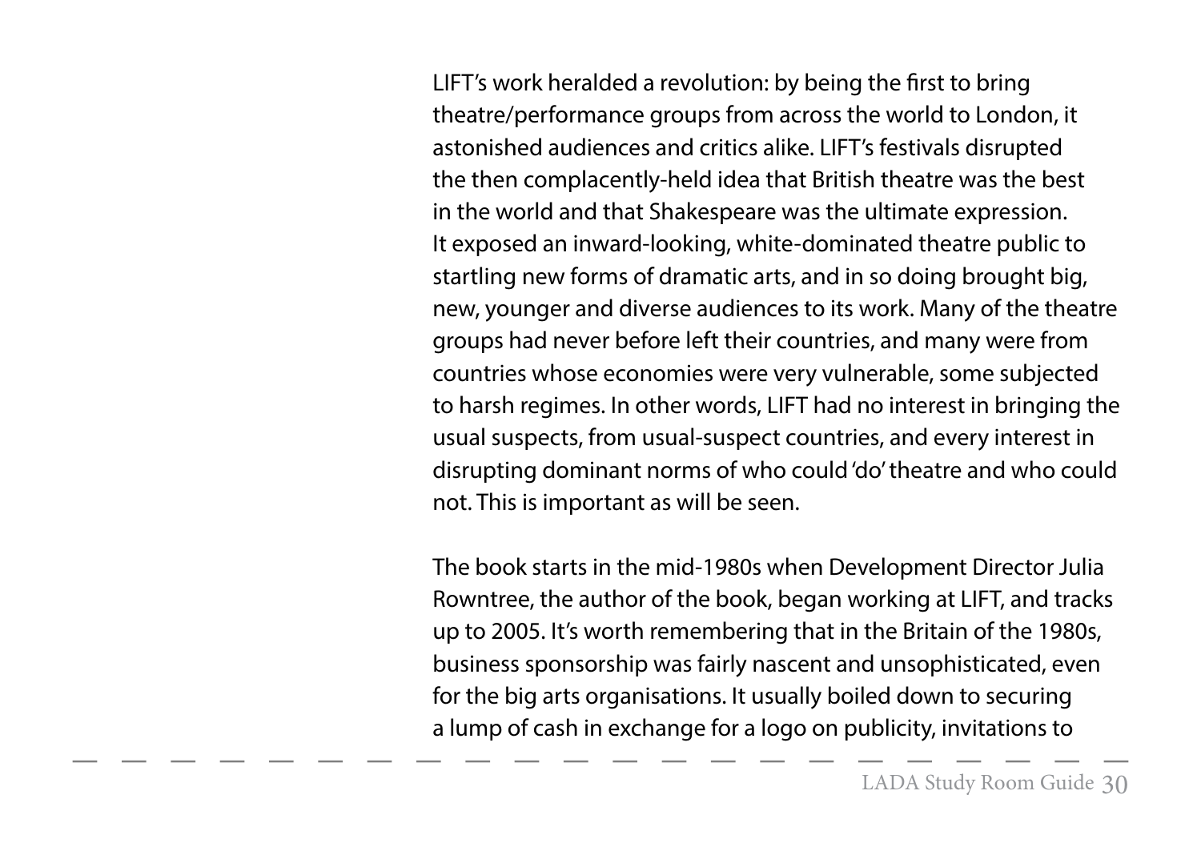LIFT's work heralded a revolution: by being the first to bring theatre/performance groups from across the world to London, it astonished audiences and critics alike. LIFT's festivals disrupted the then complacently-held idea that British theatre was the best in the world and that Shakespeare was the ultimate expression. It exposed an inward-looking, white-dominated theatre public to startling new forms of dramatic arts, and in so doing brought big, new, younger and diverse audiences to its work. Many of the theatre groups had never before left their countries, and many were from countries whose economies were very vulnerable, some subjected to harsh regimes. In other words, LIFT had no interest in bringing the usual suspects, from usual-suspect countries, and every interest in disrupting dominant norms of who could 'do' theatre and who could not. This is important as will be seen.

The book starts in the mid-1980s when Development Director Julia Rowntree, the author of the book, began working at LIFT, and tracks up to 2005. It's worth remembering that in the Britain of the 1980s, business sponsorship was fairly nascent and unsophisticated, even for the big arts organisations. It usually boiled down to securing a lump of cash in exchange for a logo on publicity, invitations to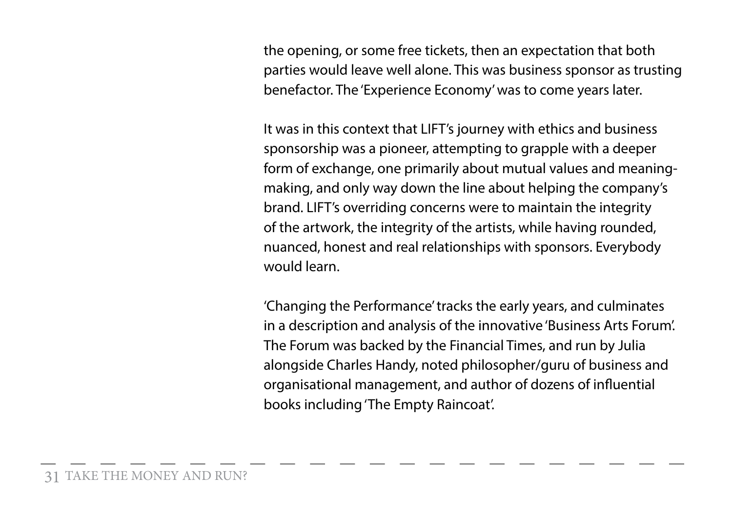the opening, or some free tickets, then an expectation that both parties would leave well alone. This was business sponsor as trusting benefactor. The 'Experience Economy' was to come years later.

It was in this context that LIFT's journey with ethics and business sponsorship was a pioneer, attempting to grapple with a deeper form of exchange, one primarily about mutual values and meaning-making, and only way down the line about helping the company's brand. LIFT's overriding concerns were to maintain the integrity of the artwork, the integrity of the artists, while having rounded, nuanced, honest and real relationships with sponsors. Everybody would learn.

'Changing the Performance' tracks the early years, and culminates in a description and analysis of the innovative 'Business Arts Forum'. The Forum was backed by the Financial Times, and run by Julia alongside Charles Handy, noted philosopher/guru of business and organisational management, and author of dozens of influential books including 'The Empty Raincoat'.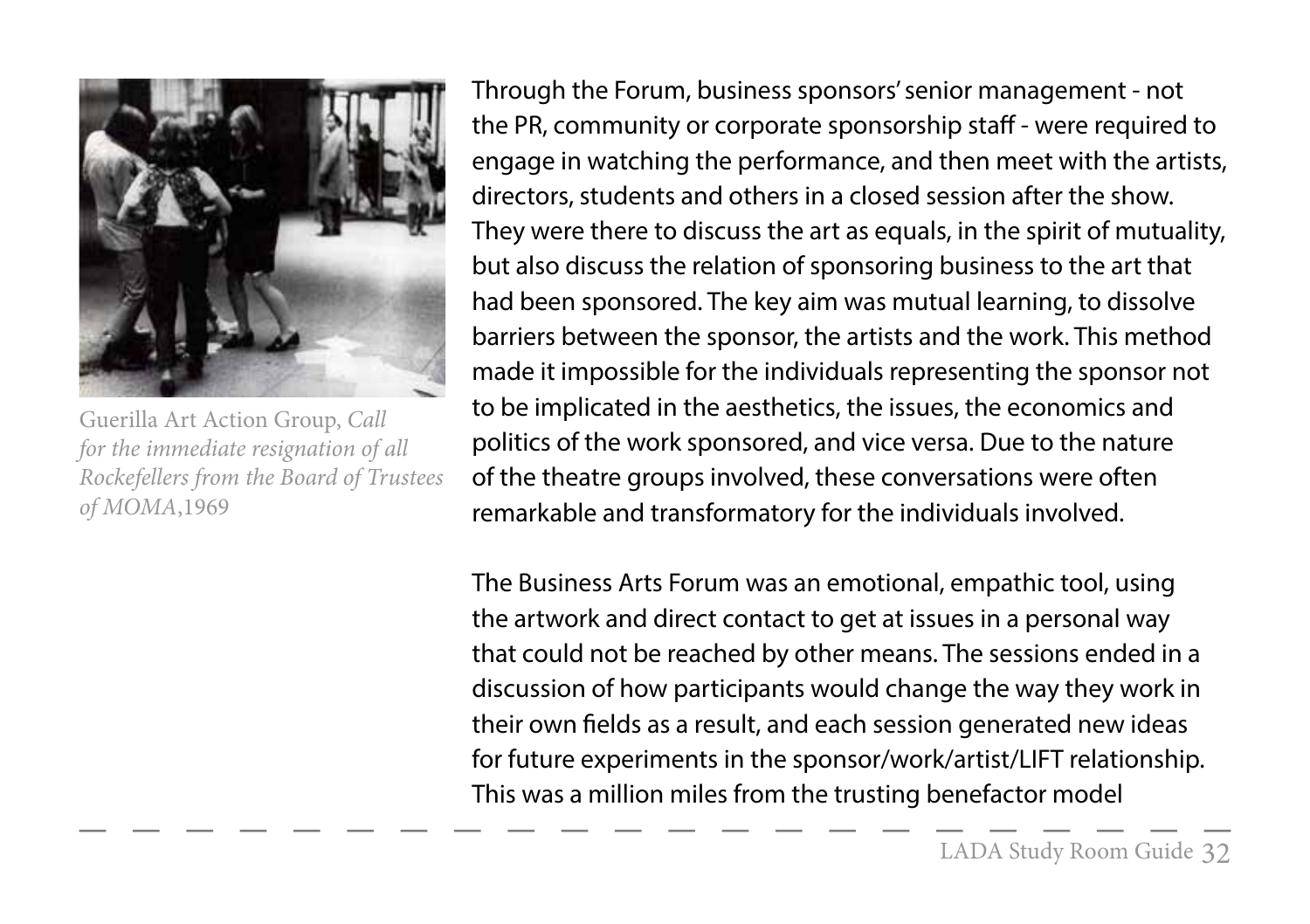Guerilla Art Action Group, *Call for the immediate resignation of all Rockefellers from the Board of Trustees of MOMA*,1969

Through the Forum, business sponsors' senior management - not the PR, community or corporate sponsorship staff - were required to engage in watching the performance, and then meet with the artists, directors, students and others in a closed session after the show. They were there to discuss the art as equals, in the spirit of mutuality, but also discuss the relation of sponsoring business to the art that had been sponsored. The key aim was mutual learning, to dissolve barriers between the sponsor, the artists and the work. This method made it impossible for the individuals representing the sponsor not to be implicated in the aesthetics, the issues, the economics and politics of the work sponsored, and vice versa. Due to the nature of the theatre groups involved, these conversations were often remarkable and transformatory for the individuals involved.

The Business Arts Forum was an emotional, empathic tool, using the artwork and direct contact to get at issues in a personal way that could not be reached by other means. The sessions ended in a discussion of how participants would change the way they work in their own fields as a result, and each session generated new ideas for future experiments in the sponsor/work/artist/LIFT relationship. This was a million miles from the trusting benefactor model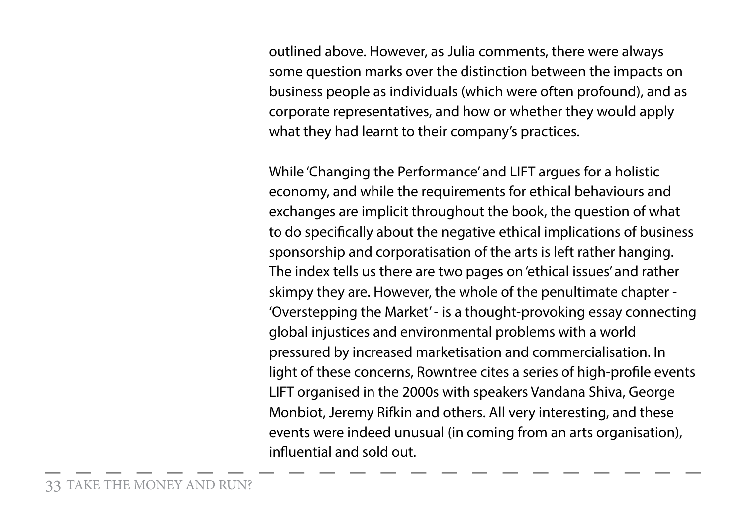outlined above. However, as Julia comments, there were always some question marks over the distinction between the impacts on business people as individuals (which were often profound), and as corporate representatives, and how or whether they would apply what they had learnt to their company's practices.

While 'Changing the Performance' and LIFT argues for a holistic economy, and while the requirements for ethical behaviours and exchanges are implicit throughout the book, the question of what to do specifically about the negative ethical implications of business sponsorship and corporatisation of the arts is left rather hanging. The index tells us there are two pages on 'ethical issues' and rather skimpy they are. However, the whole of the penultimate chapter - 'Overstepping the Market' - is a thought-provoking essay connecting global injustices and environmental problems with a world pressured by increased marketisation and commercialisation. In light of these concerns, Rowntree cites a series of high-profile events LIFT organised in the 2000s with speakers Vandana Shiva, George Monbiot, Jeremy Rifkin and others. All very interesting, and these events were indeed unusual (in coming from an arts organisation), influential and sold out.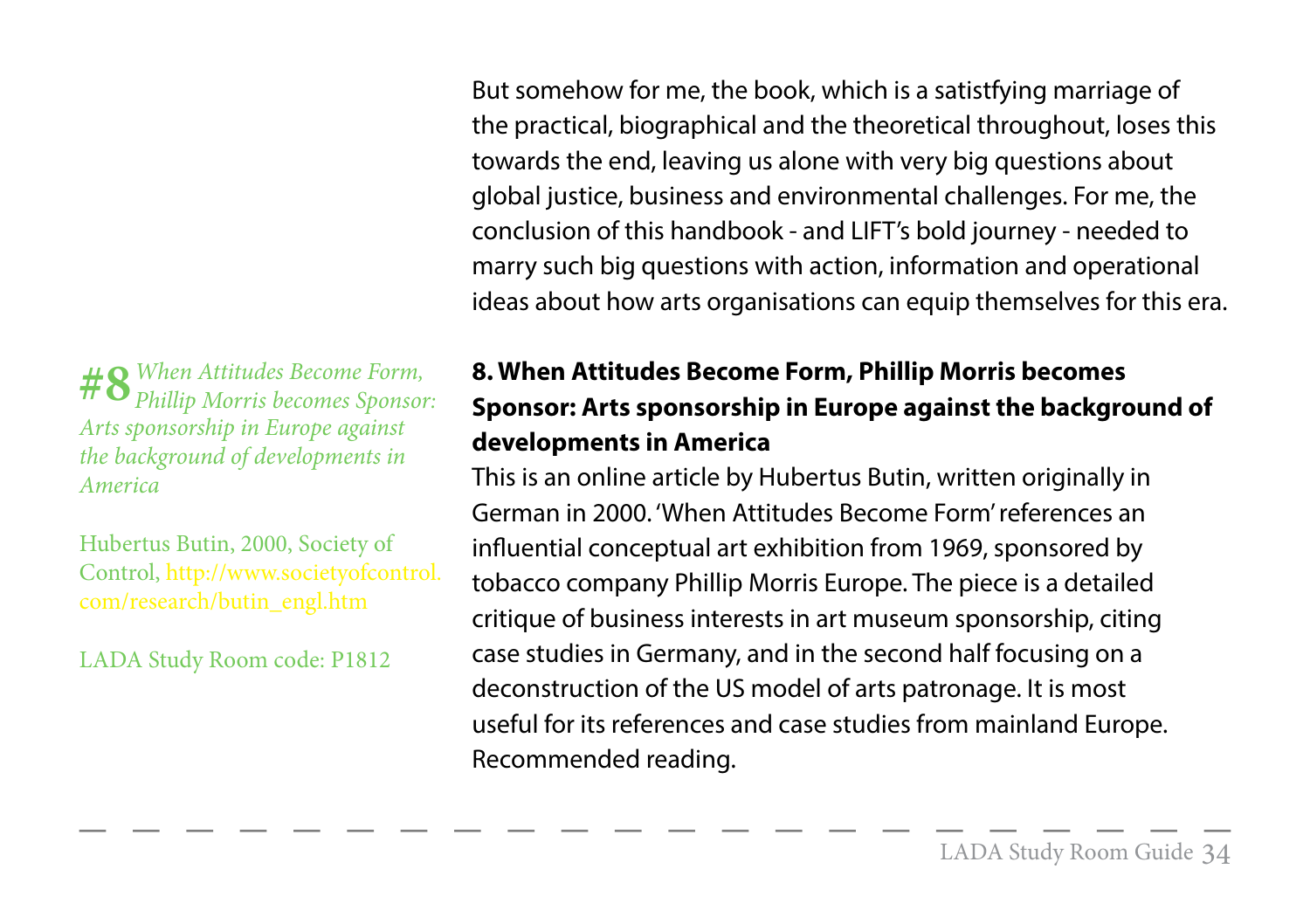But somehow for me, the book, which is a satistfying marriage of the practical, biographical and the theoretical throughout, loses this towards the end, leaving us alone with very big questions about global justice, business and environmental challenges. For me, the conclusion of this handbook - and LIFT's bold journey - needed to marry such big questions with action, information and operational ideas about how arts organisations can equip themselves for this era.

**#8** *When Attitudes Become Form, Phillip Morris becomes Sponsor: Arts sponsorship in Europe against the background of developments in America*

Hubertus Butin, 2000, Society of Control, http://www.societyofcontrol.com/research/butin_engl.htm

LADA Study Room code: P1812

**8. When Attitudes Become Form, Phillip Morris becomes Sponsor: Arts sponsorship in Europe against the background of developments in America**

This is an online article by Hubertus Butin, written originally in German in 2000. 'When Attitudes Become Form' references an influential conceptual art exhibition from 1969, sponsored by tobacco company Phillip Morris Europe. The piece is a detailed critique of business interests in art museum sponsorship, citing case studies in Germany, and in the second half focusing on a deconstruction of the US model of arts patronage. It is most useful for its references and case studies from mainland Europe. Recommended reading.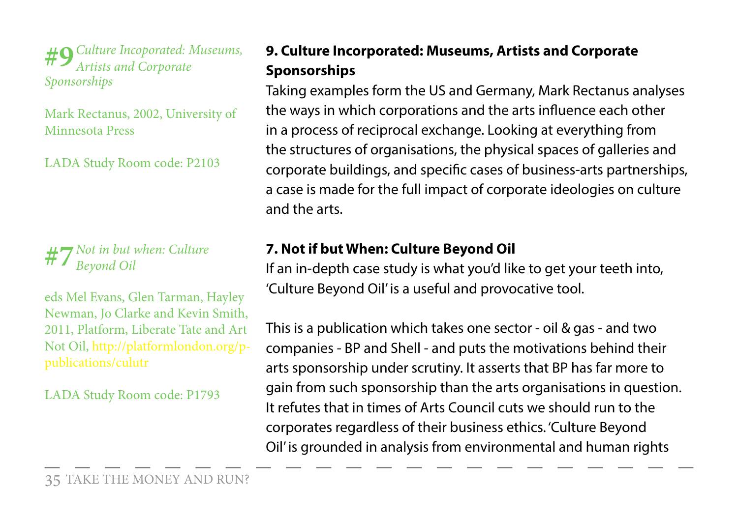**#9** *Culture Incoporated: Museums, Artists and Corporate Sponsorships*

Mark Rectanus, 2002, University of Minnesota Press

LADA Study Room code: P2103

### 9. Culture Incorporated: Museums, Artists and Corporate Sponsorships

Taking examples form the US and Germany, Mark Rectanus analyses the ways in which corporations and the arts influence each other in a process of reciprocal exchange. Looking at everything from the structures of organisations, the physical spaces of galleries and corporate buildings, and specific cases of business-arts partnerships, a case is made for the full impact of corporate ideologies on culture and the arts.

**#7** *Not in but when: Culture Beyond Oil*

eds Mel Evans, Glen Tarman, Hayley Newman, Jo Clarke and Kevin Smith, 2011, Platform, Liberate Tate and Art Not Oil, http://platformlondon.org/p-publications/culutr

LADA Study Room code: P1793

### 7. Not if but When: Culture Beyond Oil

If an in-depth case study is what you'd like to get your teeth into, 'Culture Beyond Oil' is a useful and provocative tool.

This is a publication which takes one sector - oil & gas - and two companies - BP and Shell - and puts the motivations behind their arts sponsorship under scrutiny. It asserts that BP has far more to gain from such sponsorship than the arts organisations in question. It refutes that in times of Arts Council cuts we should run to the corporates regardless of their business ethics. 'Culture Beyond Oil' is grounded in analysis from environmental and human rights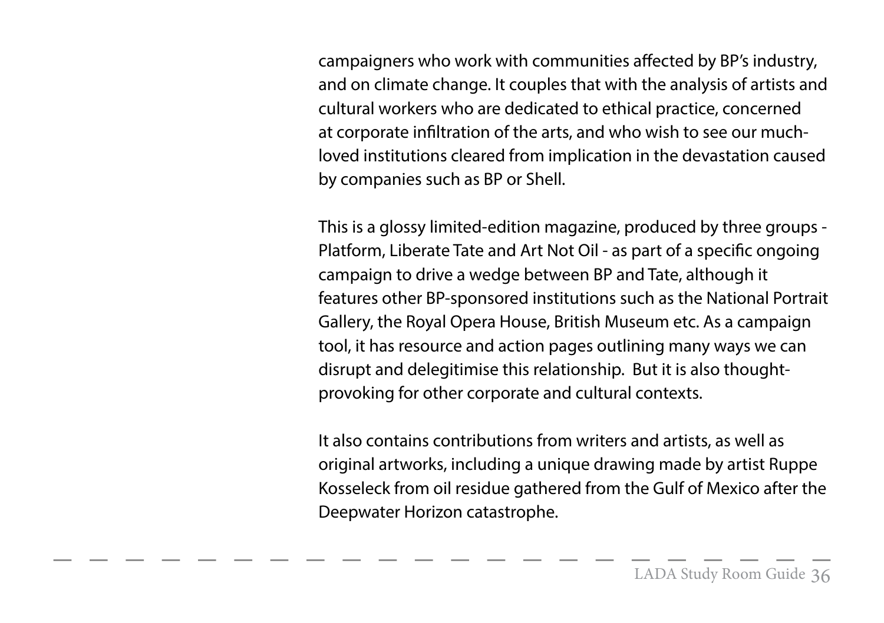campaigners who work with communities affected by BP's industry, and on climate change. It couples that with the analysis of artists and cultural workers who are dedicated to ethical practice, concerned at corporate infiltration of the arts, and who wish to see our much-loved institutions cleared from implication in the devastation caused by companies such as BP or Shell.

This is a glossy limited-edition magazine, produced by three groups - Platform, Liberate Tate and Art Not Oil - as part of a specific ongoing campaign to drive a wedge between BP and Tate, although it features other BP-sponsored institutions such as the National Portrait Gallery, the Royal Opera House, British Museum etc. As a campaign tool, it has resource and action pages outlining many ways we can disrupt and delegitimise this relationship. But it is also thought-provoking for other corporate and cultural contexts.

It also contains contributions from writers and artists, as well as original artworks, including a unique drawing made by artist Ruppe Kosseleck from oil residue gathered from the Gulf of Mexico after the Deepwater Horizon catastrophe.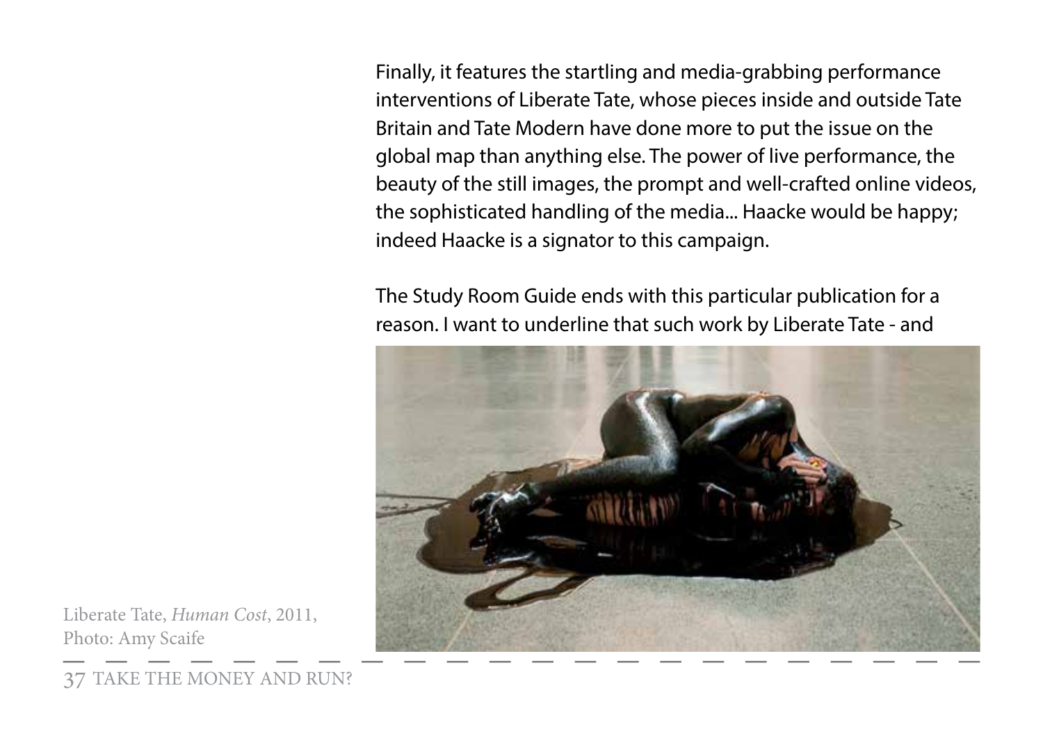Finally, it features the startling and media-grabbing performance interventions of Liberate Tate, whose pieces inside and outside Tate Britain and Tate Modern have done more to put the issue on the global map than anything else. The power of live performance, the beauty of the still images, the prompt and well-crafted online videos, the sophisticated handling of the media... Haacke would be happy; indeed Haacke is a signator to this campaign.

The Study Room Guide ends with this particular publication for a reason. I want to underline that such work by Liberate Tate - and

Liberate Tate, *Human Cost*, 2011, Photo: Amy Scaife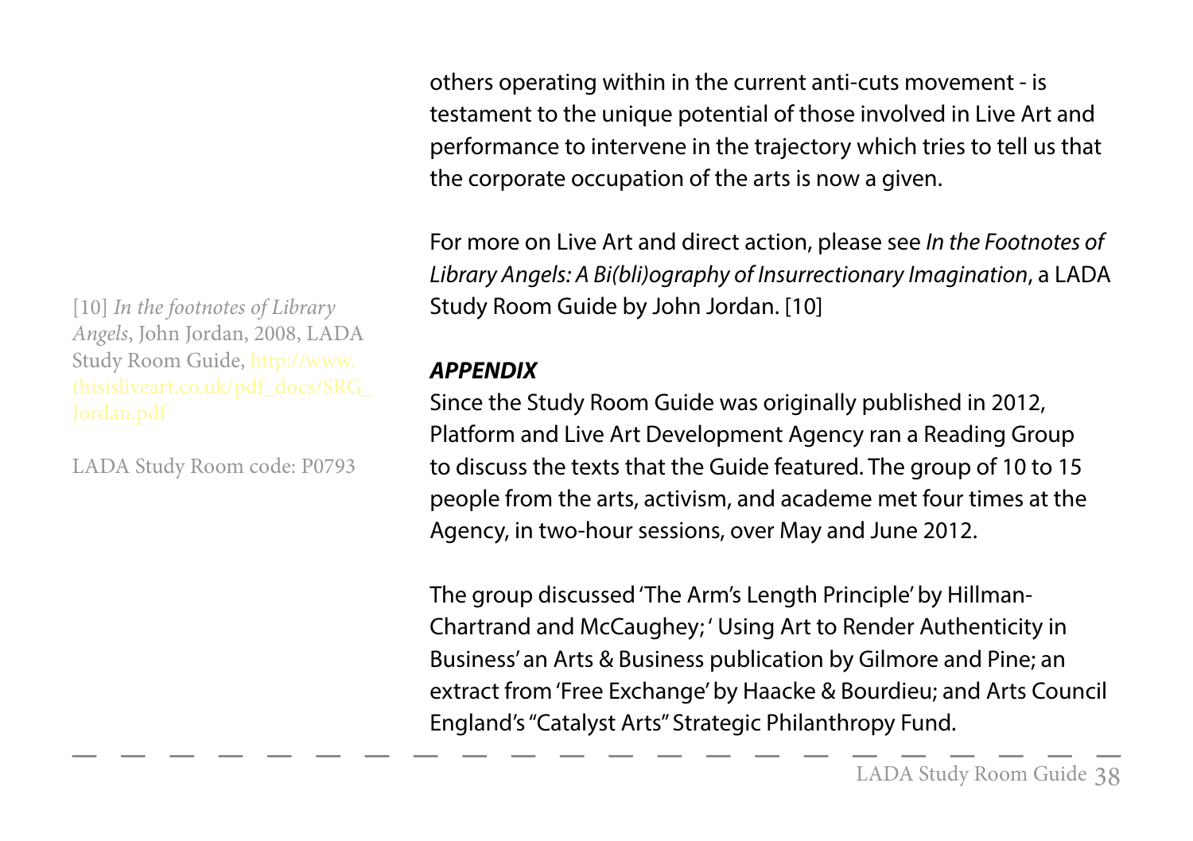others operating within in the current anti-cuts movement - is testament to the unique potential of those involved in Live Art and performance to intervene in the trajectory which tries to tell us that the corporate occupation of the arts is now a given.

For more on Live Art and direct action, please see *In the Footnotes of Library Angels: A Bi(bli)ography of Insurrectionary Imagination*, a LADA Study Room Guide by John Jordan. [10]

[10] *In the footnotes of Library Angels*, John Jordan, 2008, LADA Study Room Guide, http://www.thisisliveart.co.uk/pdf_docs/SRG_Jordan.pdf

LADA Study Room code: P0793

***APPENDIX***

Since the Study Room Guide was originally published in 2012, Platform and Live Art Development Agency ran a Reading Group to discuss the texts that the Guide featured. The group of 10 to 15 people from the arts, activism, and academe met four times at the Agency, in two-hour sessions, over May and June 2012.

The group discussed 'The Arm's Length Principle' by Hillman-Chartrand and McCaughey; ' Using Art to Render Authenticity in Business' an Arts & Business publication by Gilmore and Pine; an extract from 'Free Exchange' by Haacke & Bourdieu; and Arts Council England's "Catalyst Arts" Strategic Philanthropy Fund.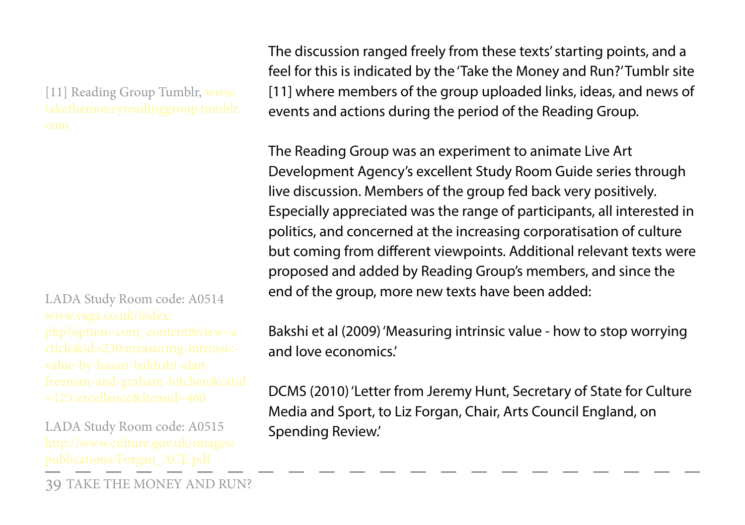The discussion ranged freely from these texts' starting points, and a feel for this is indicated by the 'Take the Money and Run?' Tumblr site [11] where members of the group uploaded links, ideas, and news of events and actions during the period of the Reading Group.

[11] Reading Group Tumblr, www.takethemoneyreadinggroup.tumblr.com

The Reading Group was an experiment to animate Live Art Development Agency's excellent Study Room Guide series through live discussion. Members of the group fed back very positively. Especially appreciated was the range of participants, all interested in politics, and concerned at the increasing corporatisation of culture but coming from different viewpoints. Additional relevant texts were proposed and added by Reading Group's members, and since the end of the group, more new texts have been added:

Bakshi et al (2009) 'Measuring intrinsic value - how to stop worrying and love economics.'

LADA Study Room code: A0514
www.vaga.co.uk/index.php?option=com_content&view=article&id=230:measuring-intrinsic-value-by-hasan-bakhshi-alan-freeman-and-graham-hitchen&catid=125:excellence&Itemid=460

DCMS (2010) 'Letter from Jeremy Hunt, Secretary of State for Culture Media and Sport, to Liz Forgan, Chair, Arts Council England, on Spending Review.'

LADA Study Room code: A0515
http://www.culture.gov.uk/images/publications/Forgan_ACE.pdf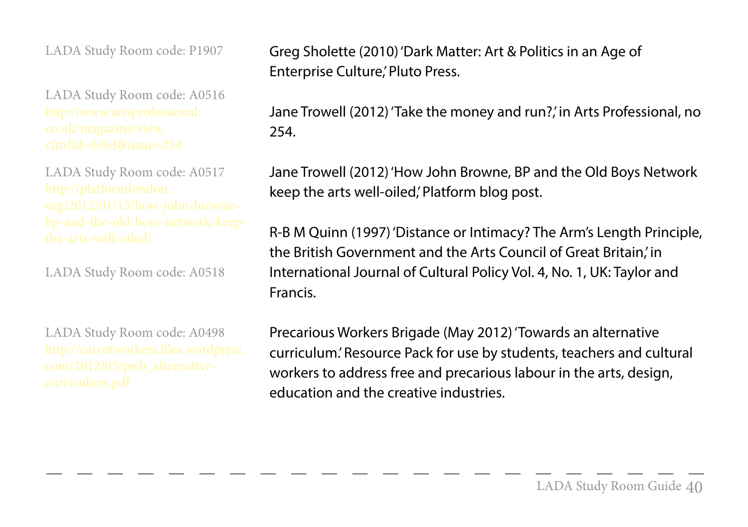LADA Study Room code: P1907

Greg Sholette (2010) 'Dark Matter: Art & Politics in an Age of Enterprise Culture,' Pluto Press.

LADA Study Room code: A0516
http://www.artsprofessional.co.uk/magazine/view.cfm?id=6363&issue=254

Jane Trowell (2012) 'Take the money and run?,' in Arts Professional, no 254.

LADA Study Room code: A0517
http://platformlondon.org/2012/01/13/how-john-browne-bp-and-the-old-boys-network-keep-the-arts-well-oiled/

Jane Trowell (2012) 'How John Browne, BP and the Old Boys Network keep the arts well-oiled,' Platform blog post.

LADA Study Room code: A0518

R-B M Quinn (1997) 'Distance or Intimacy? The Arm's Length Principle, the British Government and the Arts Council of Great Britain,' in International Journal of Cultural Policy Vol. 4, No. 1, UK: Taylor and Francis.

LADA Study Room code: A0498
http://carrotworkers.files.wordpress.com/2012/05/pwb_alternative-curriculum.pdf

Precarious Workers Brigade (May 2012) 'Towards an alternative curriculum.' Resource Pack for use by students, teachers and cultural workers to address free and precarious labour in the arts, design, education and the creative industries.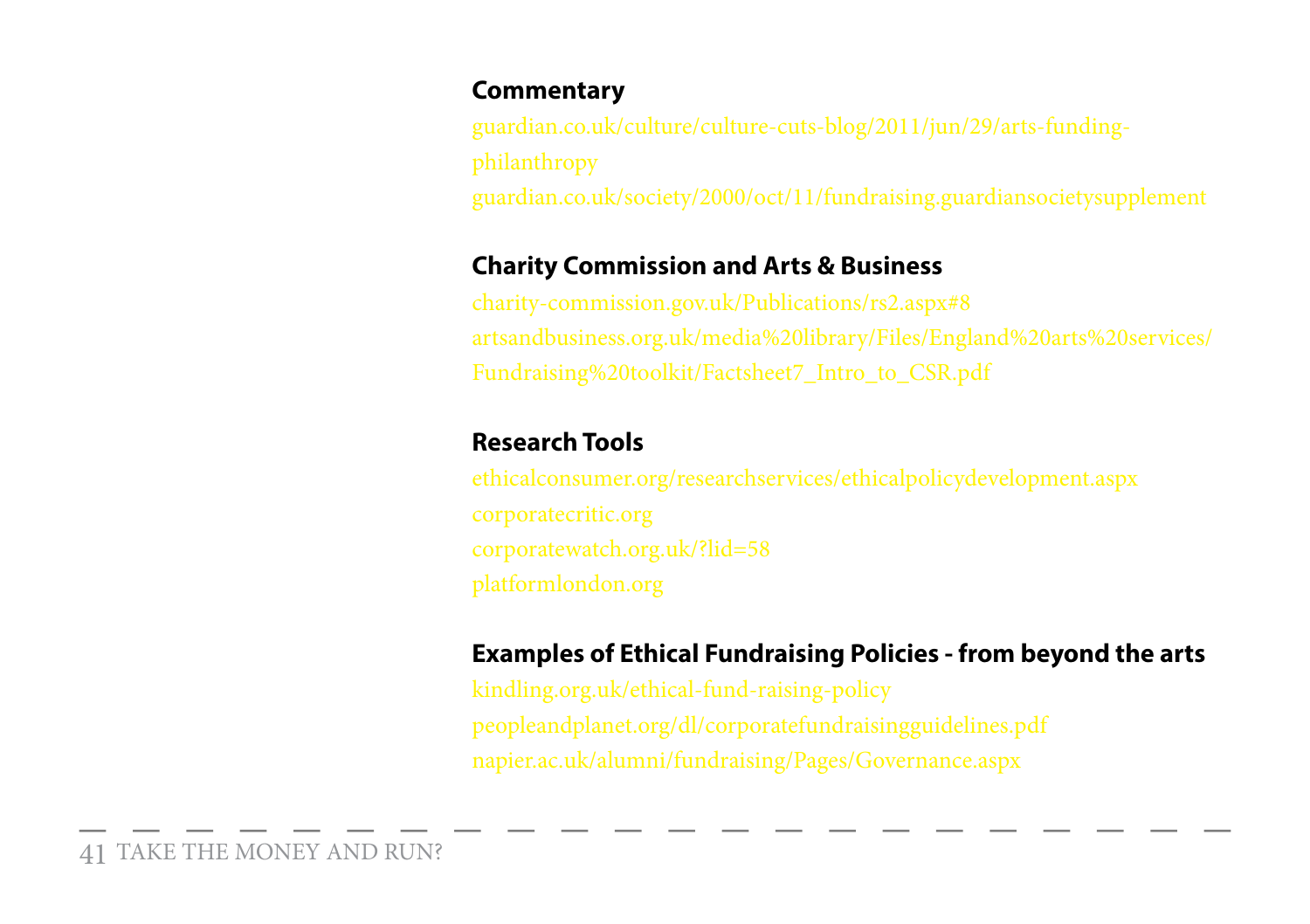**Commentary**

guardian.co.uk/culture/culture-cuts-blog/2011/jun/29/arts-funding-philanthropy

guardian.co.uk/society/2000/oct/11/fundraising.guardiansocietysupplement

**Charity Commission and Arts & Business**

charity-commission.gov.uk/Publications/rs2.aspx#8

artsandbusiness.org.uk/media%20library/Files/England%20arts%20services/Fundraising%20toolkit/Factsheet7_Intro_to_CSR.pdf

**Research Tools**

ethicalconsumer.org/researchservices/ethicalpolicydevelopment.aspx

corporatecritic.org

corporatewatch.org.uk/?lid=58

platformlondon.org

**Examples of Ethical Fundraising Policies - from beyond the arts**

kindling.org.uk/ethical-fund-raising-policy

peopleandplanet.org/dl/corporatefundraisingguidelines.pdf

napier.ac.uk/alumni/fundraising/Pages/Governance.aspx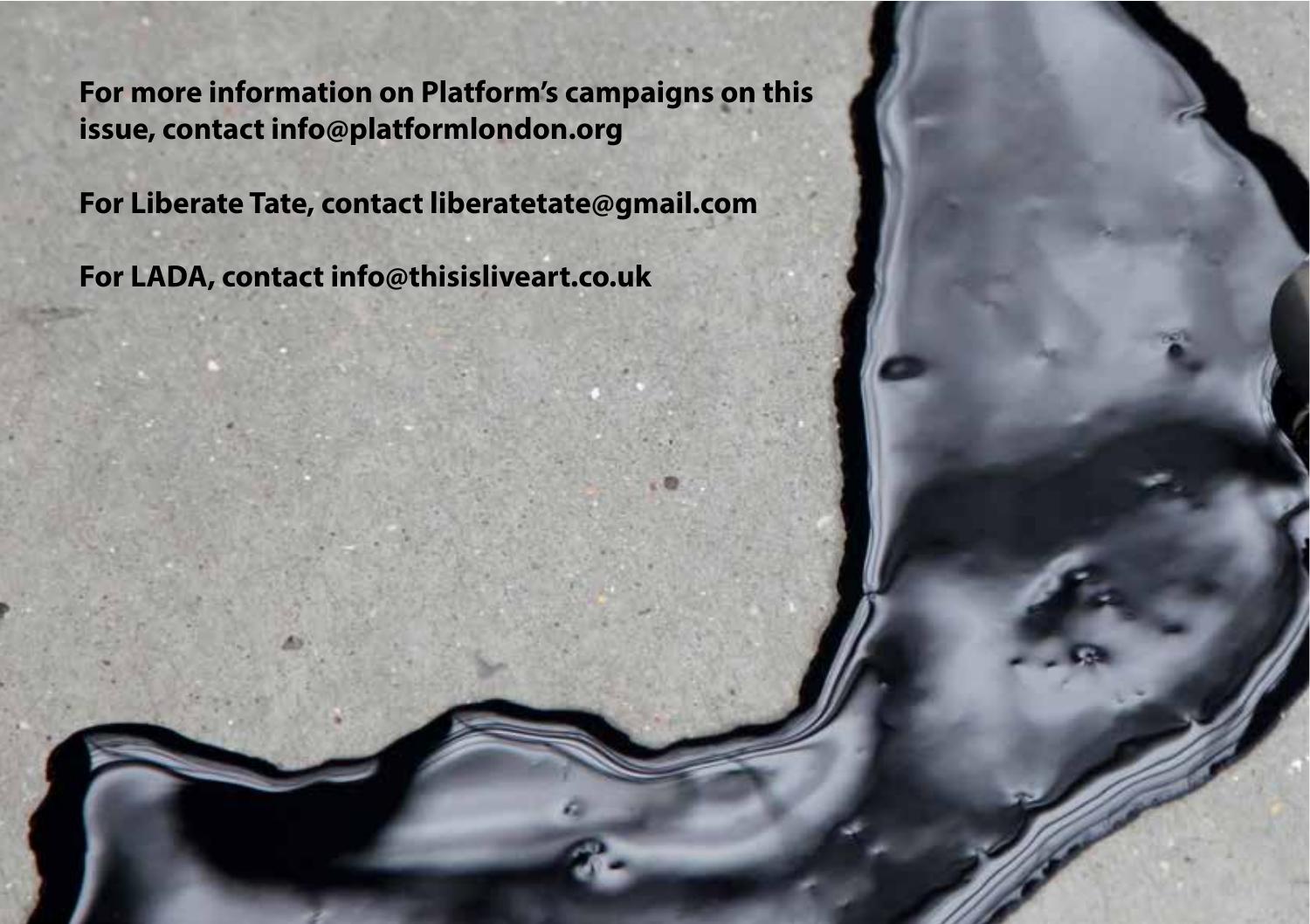**For more information on Platform's campaigns on this issue, contact info@platformlondon.org**

**For Liberate Tate, contact liberatetate@gmail.com**

**For LADA, contact info@thisisliveart.co.uk**